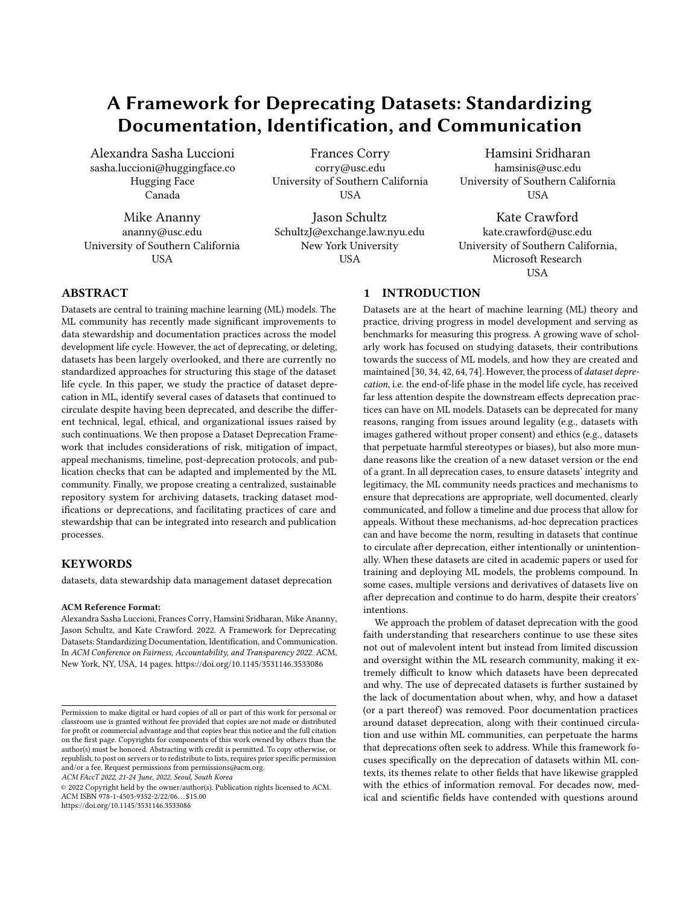# A Framework for Deprecating Datasets: Standardizing Documentation, Identification, and Communication

Alexandra Sasha Luccioni
sasha.luccioni@huggingface.co
Hugging Face
Canada

Frances Corry
corry@usc.edu
University of Southern California
USA

Hamsini Sridharan
hamsinis@usc.edu
University of Southern California
USA

Mike Ananny
ananny@usc.edu
University of Southern California
USA

Jason Schultz
SchultzJ@exchange.law.nyu.edu
New York University
USA

Kate Crawford
kate.crawford@usc.edu
University of Southern California,
Microsoft Research
USA

## ABSTRACT

Datasets are central to training machine learning (ML) models. The ML community has recently made significant improvements to data stewardship and documentation practices across the model development life cycle. However, the act of deprecating, or deleting, datasets has been largely overlooked, and there are currently no standardized approaches for structuring this stage of the dataset life cycle. In this paper, we study the practice of dataset deprecation in ML, identify several cases of datasets that continued to circulate despite having been deprecated, and describe the different technical, legal, ethical, and organizational issues raised by such continuations. We then propose a Dataset Deprecation Framework that includes considerations of risk, mitigation of impact, appeal mechanisms, timeline, post-deprecation protocols, and publication checks that can be adapted and implemented by the ML community. Finally, we propose creating a centralized, sustainable repository system for archiving datasets, tracking dataset modifications or deprecations, and facilitating practices of care and stewardship that can be integrated into research and publication processes.

## KEYWORDS

datasets, data stewardship data management dataset deprecation

**ACM Reference Format:**
Alexandra Sasha Luccioni, Frances Corry, Hamsini Sridharan, Mike Ananny, Jason Schultz, and Kate Crawford. 2022. A Framework for Deprecating Datasets: Standardizing Documentation, Identification, and Communication. In *ACM Conference on Fairness, Accountability, and Transparency 2022.* ACM, New York, NY, USA, 14 pages. https://doi.org/10.1145/3531146.3533086

Permission to make digital or hard copies of all or part of this work for personal or classroom use is granted without fee provided that copies are not made or distributed for profit or commercial advantage and that copies bear this notice and the full citation on the first page. Copyrights for components of this work owned by others than the author(s) must be honored. Abstracting with credit is permitted. To copy otherwise, or republish, to post on servers or to redistribute to lists, requires prior specific permission and/or a fee. Request permissions from permissions@acm.org.
*ACM FAccT 2022, 21-24 June, 2022, Seoul, South Korea*
© 2022 Copyright held by the owner/author(s). Publication rights licensed to ACM.
ACM ISBN 978-1-4503-9352-2/22/06…$15.00
https://doi.org/10.1145/3531146.3533086

## 1 INTRODUCTION

Datasets are at the heart of machine learning (ML) theory and practice, driving progress in model development and serving as benchmarks for measuring this progress. A growing wave of scholarly work has focused on studying datasets, their contributions towards the success of ML models, and how they are created and maintained [30, 34, 42, 64, 74]. However, the process of *dataset deprecation*, i.e. the end-of-life phase in the model life cycle, has received far less attention despite the downstream effects deprecation practices can have on ML models. Datasets can be deprecated for many reasons, ranging from issues around legality (e.g., datasets with images gathered without proper consent) and ethics (e.g., datasets that perpetuate harmful stereotypes or biases), but also more mundane reasons like the creation of a new dataset version or the end of a grant. In all deprecation cases, to ensure datasets' integrity and legitimacy, the ML community needs practices and mechanisms to ensure that deprecations are appropriate, well documented, clearly communicated, and follow a timeline and due process that allow for appeals. Without these mechanisms, ad-hoc deprecation practices can and have become the norm, resulting in datasets that continue to circulate after deprecation, either intentionally or unintentionally. When these datasets are cited in academic papers or used for training and deploying ML models, the problems compound. In some cases, multiple versions and derivatives of datasets live on after deprecation and continue to do harm, despite their creators' intentions.

We approach the problem of dataset deprecation with the good faith understanding that researchers continue to use these sites not out of malevolent intent but instead from limited discussion and oversight within the ML research community, making it extremely difficult to know which datasets have been deprecated and why. The use of deprecated datasets is further sustained by the lack of documentation about when, why, and how a dataset (or a part thereof) was removed. Poor documentation practices around dataset deprecation, along with their continued circulation and use within ML communities, can perpetuate the harms that deprecations often seek to address. While this framework focuses specifically on the deprecation of datasets within ML contexts, its themes relate to other fields that have likewise grappled with the ethics of information removal. For decades now, medical and scientific fields have contended with questions around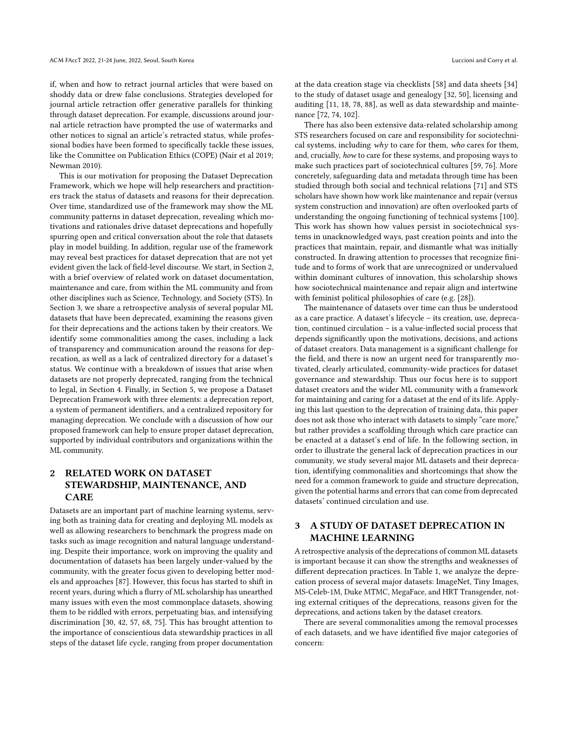if, when and how to retract journal articles that were based on shoddy data or drew false conclusions. Strategies developed for journal article retraction offer generative parallels for thinking through dataset deprecation. For example, discussions around journal article retraction have prompted the use of watermarks and other notices to signal an article's retracted status, while professional bodies have been formed to specifically tackle these issues, like the Committee on Publication Ethics (COPE) (Nair et al 2019; Newman 2010).

This is our motivation for proposing the Dataset Deprecation Framework, which we hope will help researchers and practitioners track the status of datasets and reasons for their deprecation. Over time, standardized use of the framework may show the ML community patterns in dataset deprecation, revealing which motivations and rationales drive dataset deprecations and hopefully spurring open and critical conversation about the role that datasets play in model building. In addition, regular use of the framework may reveal best practices for dataset deprecation that are not yet evident given the lack of field-level discourse. We start, in Section 2, with a brief overview of related work on dataset documentation, maintenance and care, from within the ML community and from other disciplines such as Science, Technology, and Society (STS). In Section 3, we share a retrospective analysis of several popular ML datasets that have been deprecated, examining the reasons given for their deprecations and the actions taken by their creators. We identify some commonalities among the cases, including a lack of transparency and communication around the reasons for deprecation, as well as a lack of centralized directory for a dataset's status. We continue with a breakdown of issues that arise when datasets are not properly deprecated, ranging from the technical to legal, in Section 4. Finally, in Section 5, we propose a Dataset Deprecation Framework with three elements: a deprecation report, a system of permanent identifiers, and a centralized repository for managing deprecation. We conclude with a discussion of how our proposed framework can help to ensure proper dataset deprecation, supported by individual contributors and organizations within the ML community.

## 2 RELATED WORK ON DATASET STEWARDSHIP, MAINTENANCE, AND CARE

Datasets are an important part of machine learning systems, serving both as training data for creating and deploying ML models as well as allowing researchers to benchmark the progress made on tasks such as image recognition and natural language understanding. Despite their importance, work on improving the quality and documentation of datasets has been largely under-valued by the community, with the greater focus given to developing better models and approaches [87]. However, this focus has started to shift in recent years, during which a flurry of ML scholarship has unearthed many issues with even the most commonplace datasets, showing them to be riddled with errors, perpetuating bias, and intensifying discrimination [30, 42, 57, 68, 75]. This has brought attention to the importance of conscientious data stewardship practices in all steps of the dataset life cycle, ranging from proper documentation at the data creation stage via checklists [58] and data sheets [34] to the study of dataset usage and genealogy [32, 50], licensing and auditing [11, 18, 78, 88], as well as data stewardship and maintenance [72, 74, 102].

There has also been extensive data-related scholarship among STS researchers focused on care and responsibility for sociotechnical systems, including *why* to care for them, *who* cares for them, and, crucially, *how* to care for these systems, and proposing ways to make such practices part of sociotechnical cultures [59, 76]. More concretely, safeguarding data and metadata through time has been studied through both social and technical relations [71] and STS scholars have shown how work like maintenance and repair (versus system construction and innovation) are often overlooked parts of understanding the ongoing functioning of technical systems [100]. This work has shown how values persist in sociotechnical systems in unacknowledged ways, past creation points and into the practices that maintain, repair, and dismantle what was initially constructed. In drawing attention to processes that recognize finitude and to forms of work that are unrecognized or undervalued within dominant cultures of innovation, this scholarship shows how sociotechnical maintenance and repair align and intertwine with feminist political philosophies of care (e.g. [28]).

The maintenance of datasets over time can thus be understood as a care practice. A dataset's lifecycle – its creation, use, deprecation, continued circulation – is a value-inflected social process that depends significantly upon the motivations, decisions, and actions of dataset creators. Data management is a significant challenge for the field, and there is now an urgent need for transparently motivated, clearly articulated, community-wide practices for dataset governance and stewardship. Thus our focus here is to support dataset creators and the wider ML community with a framework for maintaining and caring for a dataset at the end of its life. Applying this last question to the deprecation of training data, this paper does not ask those who interact with datasets to simply "care more," but rather provides a scaffolding through which care practice can be enacted at a dataset's end of life. In the following section, in order to illustrate the general lack of deprecation practices in our community, we study several major ML datasets and their deprecation, identifying commonalities and shortcomings that show the need for a common framework to guide and structure deprecation, given the potential harms and errors that can come from deprecated datasets' continued circulation and use.

## 3 A STUDY OF DATASET DEPRECATION IN MACHINE LEARNING

A retrospective analysis of the deprecations of common ML datasets is important because it can show the strengths and weaknesses of different deprecation practices. In Table 1, we analyze the deprecation process of several major datasets: ImageNet, Tiny Images, MS-Celeb-1M, Duke MTMC, MegaFace, and HRT Transgender, noting external critiques of the deprecations, reasons given for the deprecations, and actions taken by the dataset creators.

There are several commonalities among the removal processes of each datasets, and we have identified five major categories of concern: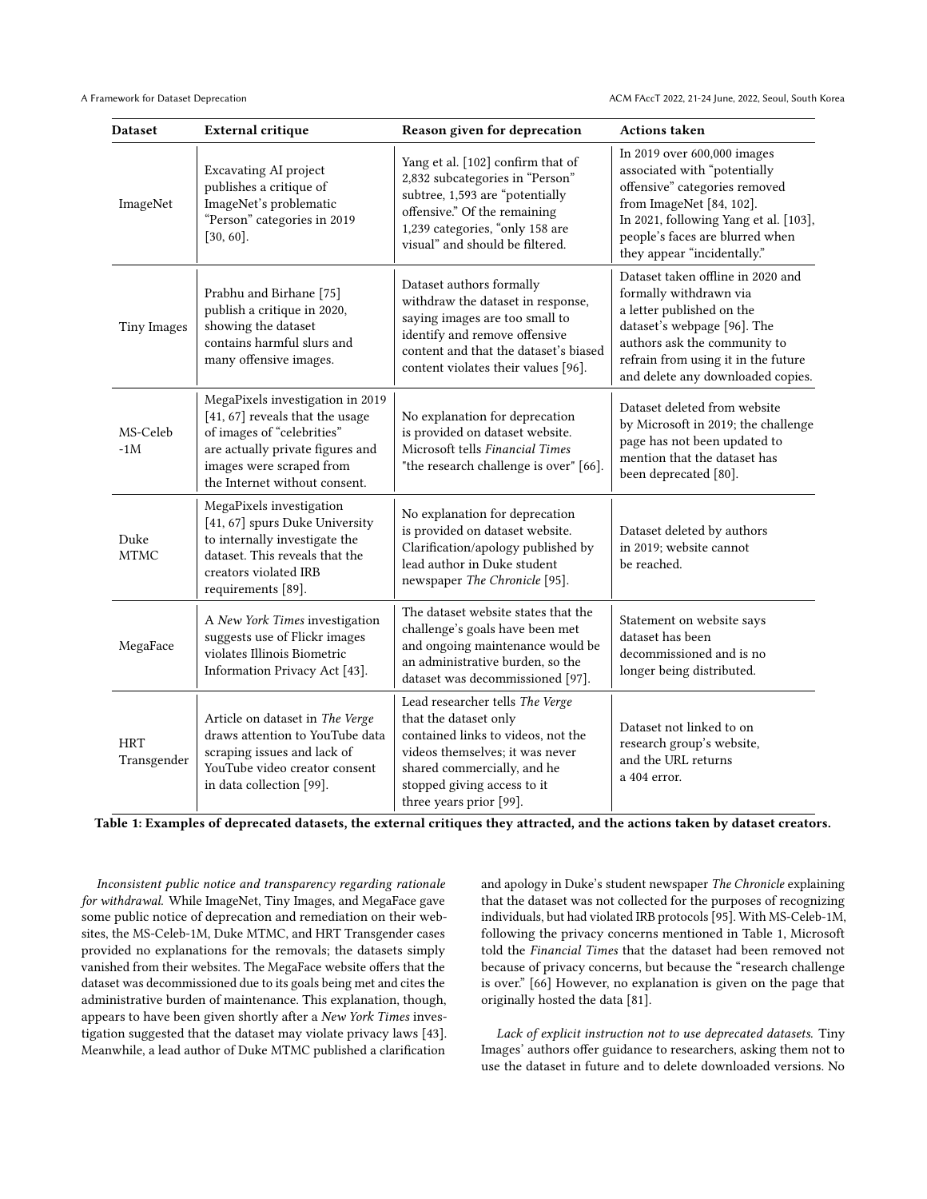| Dataset | External critique | Reason given for deprecation | Actions taken |
| --- | --- | --- | --- |
| ImageNet | Excavating AI project publishes a critique of ImageNet's problematic "Person" categories in 2019 [30, 60]. | Yang et al. [102] confirm that of 2,832 subcategories in "Person" subtree, 1,593 are "potentially offensive." Of the remaining 1,239 categories, "only 158 are visual" and should be filtered. | In 2019 over 600,000 images associated with "potentially offensive" categories removed from ImageNet [84, 102]. In 2021, following Yang et al. [103], people's faces are blurred when they appear "incidentally." |
| Tiny Images | Prabhu and Birhane [75] publish a critique in 2020, showing the dataset contains harmful slurs and many offensive images. | Dataset authors formally withdraw the dataset in response, saying images are too small to identify and remove offensive content and that the dataset's biased content violates their values [96]. | Dataset taken offline in 2020 and formally withdrawn via a letter published on the dataset's webpage [96]. The authors ask the community to refrain from using it in the future and delete any downloaded copies. |
| MS-Celeb -1M | MegaPixels investigation in 2019 [41, 67] reveals that the usage of images of "celebrities" are actually private figures and images were scraped from the Internet without consent. | No explanation for deprecation is provided on dataset website. Microsoft tells *Financial Times* "the research challenge is over" [66]. | Dataset deleted from website by Microsoft in 2019; the challenge page has not been updated to mention that the dataset has been deprecated [80]. |
| Duke MTMC | MegaPixels investigation [41, 67] spurs Duke University to internally investigate the dataset. This reveals that the creators violated IRB requirements [89]. | No explanation for deprecation is provided on dataset website. Clarification/apology published by lead author in Duke student newspaper *The Chronicle* [95]. | Dataset deleted by authors in 2019; website cannot be reached. |
| MegaFace | A *New York Times* investigation suggests use of Flickr images violates Illinois Biometric Information Privacy Act [43]. | The dataset website states that the challenge's goals have been met and ongoing maintenance would be an administrative burden, so the dataset was decommissioned [97]. | Statement on website says dataset has been decommissioned and is no longer being distributed. |
| HRT Transgender | Article on dataset in *The Verge* draws attention to YouTube data scraping issues and lack of YouTube video creator consent in data collection [99]. | Lead researcher tells *The Verge* that the dataset only contained links to videos, not the videos themselves; it was never shared commercially, and he stopped giving access to it three years prior [99]. | Dataset not linked to on research group's website, and the URL returns a 404 error. |

**Table 1: Examples of deprecated datasets, the external critiques they attracted, and the actions taken by dataset creators.**

*Inconsistent public notice and transparency regarding rationale for withdrawal.* While ImageNet, Tiny Images, and MegaFace gave some public notice of deprecation and remediation on their websites, the MS-Celeb-1M, Duke MTMC, and HRT Transgender cases provided no explanations for the removals; the datasets simply vanished from their websites. The MegaFace website offers that the dataset was decommissioned due to its goals being met and cites the administrative burden of maintenance. This explanation, though, appears to have been given shortly after a *New York Times* investigation suggested that the dataset may violate privacy laws [43]. Meanwhile, a lead author of Duke MTMC published a clarification and apology in Duke's student newspaper *The Chronicle* explaining that the dataset was not collected for the purposes of recognizing individuals, but had violated IRB protocols [95]. With MS-Celeb-1M, following the privacy concerns mentioned in Table 1, Microsoft told the *Financial Times* that the dataset had been removed not because of privacy concerns, but because the "research challenge is over." [66] However, no explanation is given on the page that originally hosted the data [81].

*Lack of explicit instruction not to use deprecated datasets.* Tiny Images' authors offer guidance to researchers, asking them not to use the dataset in future and to delete downloaded versions. No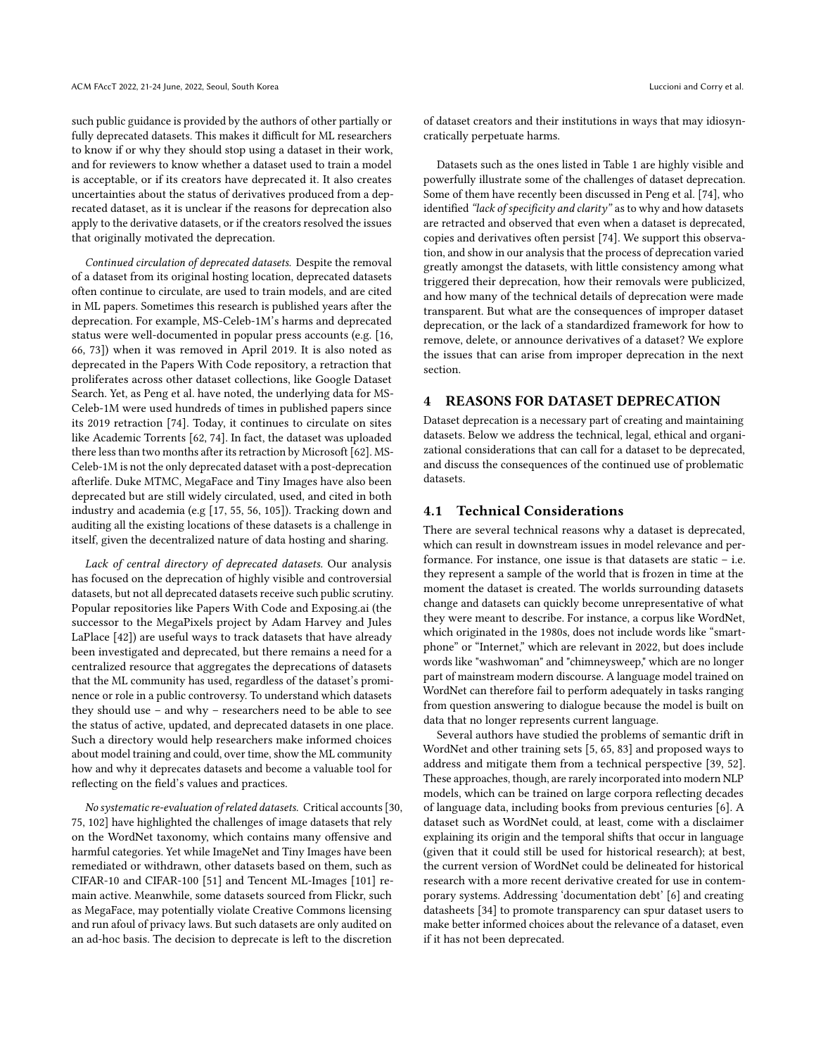such public guidance is provided by the authors of other partially or fully deprecated datasets. This makes it difficult for ML researchers to know if or why they should stop using a dataset in their work, and for reviewers to know whether a dataset used to train a model is acceptable, or if its creators have deprecated it. It also creates uncertainties about the status of derivatives produced from a deprecated dataset, as it is unclear if the reasons for deprecation also apply to the derivative datasets, or if the creators resolved the issues that originally motivated the deprecation.

*Continued circulation of deprecated datasets.* Despite the removal of a dataset from its original hosting location, deprecated datasets often continue to circulate, are used to train models, and are cited in ML papers. Sometimes this research is published years after the deprecation. For example, MS-Celeb-1M's harms and deprecated status were well-documented in popular press accounts (e.g. [16, 66, 73]) when it was removed in April 2019. It is also noted as deprecated in the Papers With Code repository, a retraction that proliferates across other dataset collections, like Google Dataset Search. Yet, as Peng et al. have noted, the underlying data for MS-Celeb-1M were used hundreds of times in published papers since its 2019 retraction [74]. Today, it continues to circulate on sites like Academic Torrents [62, 74]. In fact, the dataset was uploaded there less than two months after its retraction by Microsoft [62]. MS-Celeb-1M is not the only deprecated dataset with a post-deprecation afterlife. Duke MTMC, MegaFace and Tiny Images have also been deprecated but are still widely circulated, used, and cited in both industry and academia (e.g [17, 55, 56, 105]). Tracking down and auditing all the existing locations of these datasets is a challenge in itself, given the decentralized nature of data hosting and sharing.

*Lack of central directory of deprecated datasets.* Our analysis has focused on the deprecation of highly visible and controversial datasets, but not all deprecated datasets receive such public scrutiny. Popular repositories like Papers With Code and Exposing.ai (the successor to the MegaPixels project by Adam Harvey and Jules LaPlace [42]) are useful ways to track datasets that have already been investigated and deprecated, but there remains a need for a centralized resource that aggregates the deprecations of datasets that the ML community has used, regardless of the dataset's prominence or role in a public controversy. To understand which datasets they should use – and why – researchers need to be able to see the status of active, updated, and deprecated datasets in one place. Such a directory would help researchers make informed choices about model training and could, over time, show the ML community how and why it deprecates datasets and become a valuable tool for reflecting on the field's values and practices.

*No systematic re-evaluation of related datasets.* Critical accounts [30, 75, 102] have highlighted the challenges of image datasets that rely on the WordNet taxonomy, which contains many offensive and harmful categories. Yet while ImageNet and Tiny Images have been remediated or withdrawn, other datasets based on them, such as CIFAR-10 and CIFAR-100 [51] and Tencent ML-Images [101] remain active. Meanwhile, some datasets sourced from Flickr, such as MegaFace, may potentially violate Creative Commons licensing and run afoul of privacy laws. But such datasets are only audited on an ad-hoc basis. The decision to deprecate is left to the discretion of dataset creators and their institutions in ways that may idiosyncratically perpetuate harms.

Datasets such as the ones listed in Table 1 are highly visible and powerfully illustrate some of the challenges of dataset deprecation. Some of them have recently been discussed in Peng et al. [74], who identified *"lack of specificity and clarity"* as to why and how datasets are retracted and observed that even when a dataset is deprecated, copies and derivatives often persist [74]. We support this observation, and show in our analysis that the process of deprecation varied greatly amongst the datasets, with little consistency among what triggered their deprecation, how their removals were publicized, and how many of the technical details of deprecation were made transparent. But what are the consequences of improper dataset deprecation, or the lack of a standardized framework for how to remove, delete, or announce derivatives of a dataset? We explore the issues that can arise from improper deprecation in the next section.

## 4 REASONS FOR DATASET DEPRECATION

Dataset deprecation is a necessary part of creating and maintaining datasets. Below we address the technical, legal, ethical and organizational considerations that can call for a dataset to be deprecated, and discuss the consequences of the continued use of problematic datasets.

### 4.1 Technical Considerations

There are several technical reasons why a dataset is deprecated, which can result in downstream issues in model relevance and performance. For instance, one issue is that datasets are static – i.e. they represent a sample of the world that is frozen in time at the moment the dataset is created. The worlds surrounding datasets change and datasets can quickly become unrepresentative of what they were meant to describe. For instance, a corpus like WordNet, which originated in the 1980s, does not include words like "smartphone" or "Internet," which are relevant in 2022, but does include words like "washwoman" and "chimneysweep," which are no longer part of mainstream modern discourse. A language model trained on WordNet can therefore fail to perform adequately in tasks ranging from question answering to dialogue because the model is built on data that no longer represents current language.

Several authors have studied the problems of semantic drift in WordNet and other training sets [5, 65, 83] and proposed ways to address and mitigate them from a technical perspective [39, 52]. These approaches, though, are rarely incorporated into modern NLP models, which can be trained on large corpora reflecting decades of language data, including books from previous centuries [6]. A dataset such as WordNet could, at least, come with a disclaimer explaining its origin and the temporal shifts that occur in language (given that it could still be used for historical research); at best, the current version of WordNet could be delineated for historical research with a more recent derivative created for use in contemporary systems. Addressing 'documentation debt' [6] and creating datasheets [34] to promote transparency can spur dataset users to make better informed choices about the relevance of a dataset, even if it has not been deprecated.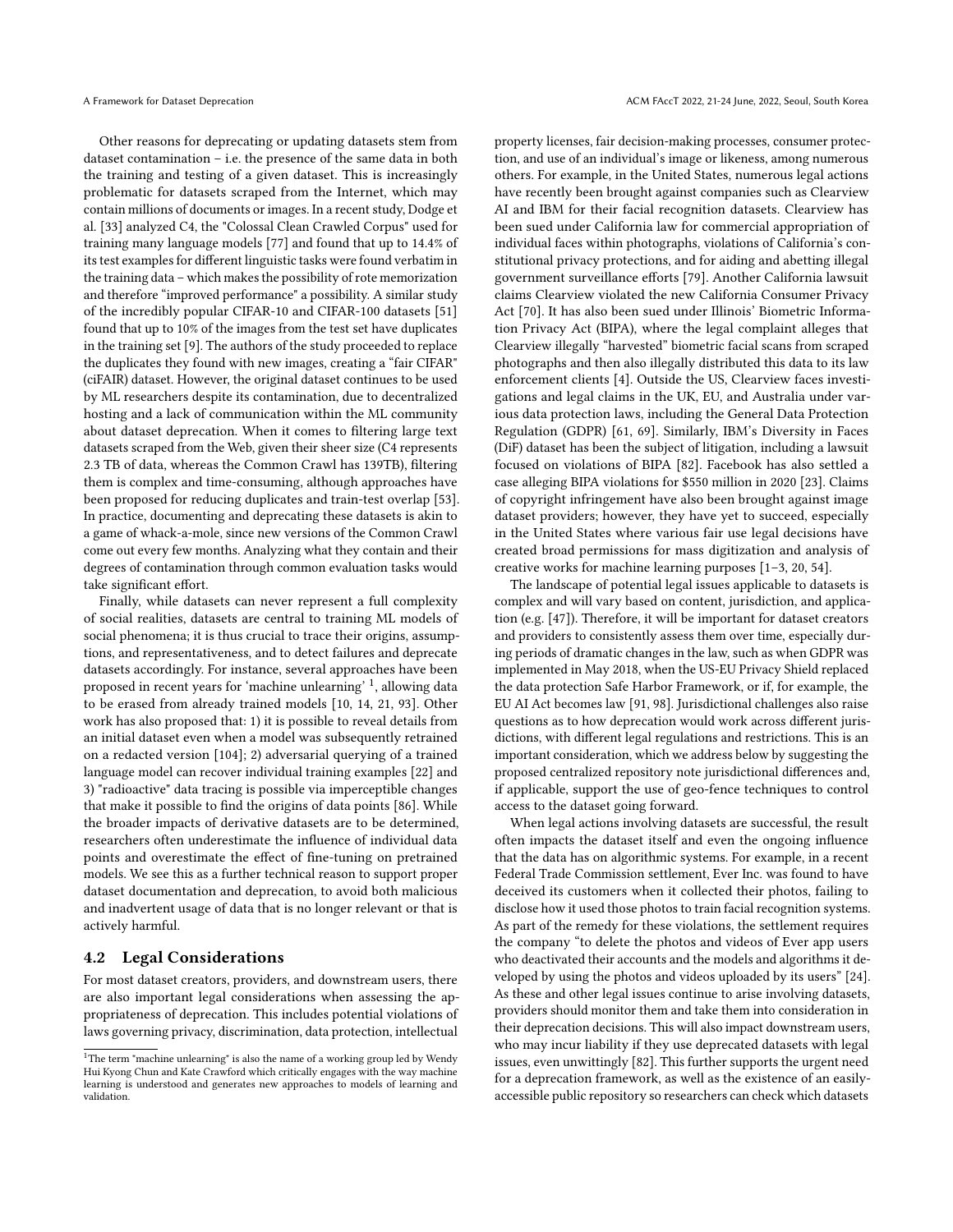Other reasons for deprecating or updating datasets stem from dataset contamination – i.e. the presence of the same data in both the training and testing of a given dataset. This is increasingly problematic for datasets scraped from the Internet, which may contain millions of documents or images. In a recent study, Dodge et al. [33] analyzed C4, the "Colossal Clean Crawled Corpus" used for training many language models [77] and found that up to 14.4% of its test examples for different linguistic tasks were found verbatim in the training data – which makes the possibility of rote memorization and therefore "improved performance" a possibility. A similar study of the incredibly popular CIFAR-10 and CIFAR-100 datasets [51] found that up to 10% of the images from the test set have duplicates in the training set [9]. The authors of the study proceeded to replace the duplicates they found with new images, creating a "fair CIFAR" (ciFAIR) dataset. However, the original dataset continues to be used by ML researchers despite its contamination, due to decentralized hosting and a lack of communication within the ML community about dataset deprecation. When it comes to filtering large text datasets scraped from the Web, given their sheer size (C4 represents 2.3 TB of data, whereas the Common Crawl has 139TB), filtering them is complex and time-consuming, although approaches have been proposed for reducing duplicates and train-test overlap [53]. In practice, documenting and deprecating these datasets is akin to a game of whack-a-mole, since new versions of the Common Crawl come out every few months. Analyzing what they contain and their degrees of contamination through common evaluation tasks would take significant effort.

Finally, while datasets can never represent a full complexity of social realities, datasets are central to training ML models of social phenomena; it is thus crucial to trace their origins, assumptions, and representativeness, and to detect failures and deprecate datasets accordingly. For instance, several approaches have been proposed in recent years for 'machine unlearning' [1], allowing data to be erased from already trained models [10, 14, 21, 93]. Other work has also proposed that: 1) it is possible to reveal details from an initial dataset even when a model was subsequently retrained on a redacted version [104]; 2) adversarial querying of a trained language model can recover individual training examples [22] and 3) "radioactive" data tracing is possible via imperceptible changes that make it possible to find the origins of data points [86]. While the broader impacts of derivative datasets are to be determined, researchers often underestimate the influence of individual data points and overestimate the effect of fine-tuning on pretrained models. We see this as a further technical reason to support proper dataset documentation and deprecation, to avoid both malicious and inadvertent usage of data that is no longer relevant or that is actively harmful.

### 4.2 Legal Considerations

For most dataset creators, providers, and downstream users, there are also important legal considerations when assessing the appropriateness of deprecation. This includes potential violations of laws governing privacy, discrimination, data protection, intellectual property licenses, fair decision-making processes, consumer protection, and use of an individual's image or likeness, among numerous others. For example, in the United States, numerous legal actions have recently been brought against companies such as Clearview AI and IBM for their facial recognition datasets. Clearview has been sued under California law for commercial appropriation of individual faces within photographs, violations of California's constitutional privacy protections, and for aiding and abetting illegal government surveillance efforts [79]. Another California lawsuit claims Clearview violated the new California Consumer Privacy Act [70]. It has also been sued under Illinois' Biometric Information Privacy Act (BIPA), where the legal complaint alleges that Clearview illegally "harvested" biometric facial scans from scraped photographs and then also illegally distributed this data to its law enforcement clients [4]. Outside the US, Clearview faces investigations and legal claims in the UK, EU, and Australia under various data protection laws, including the General Data Protection Regulation (GDPR) [61, 69]. Similarly, IBM's Diversity in Faces (DiF) dataset has been the subject of litigation, including a lawsuit focused on violations of BIPA [82]. Facebook has also settled a case alleging BIPA violations for $550 million in 2020 [23]. Claims of copyright infringement have also been brought against image dataset providers; however, they have yet to succeed, especially in the United States where various fair use legal decisions have created broad permissions for mass digitization and analysis of creative works for machine learning purposes [1–3, 20, 54].

The landscape of potential legal issues applicable to datasets is complex and will vary based on content, jurisdiction, and application (e.g. [47]). Therefore, it will be important for dataset creators and providers to consistently assess them over time, especially during periods of dramatic changes in the law, such as when GDPR was implemented in May 2018, when the US-EU Privacy Shield replaced the data protection Safe Harbor Framework, or if, for example, the EU AI Act becomes law [91, 98]. Jurisdictional challenges also raise questions as to how deprecation would work across different jurisdictions, with different legal regulations and restrictions. This is an important consideration, which we address below by suggesting the proposed centralized repository note jurisdictional differences and, if applicable, support the use of geo-fence techniques to control access to the dataset going forward.

When legal actions involving datasets are successful, the result often impacts the dataset itself and even the ongoing influence that the data has on algorithmic systems. For example, in a recent Federal Trade Commission settlement, Ever Inc. was found to have deceived its customers when it collected their photos, failing to disclose how it used those photos to train facial recognition systems. As part of the remedy for these violations, the settlement requires the company "to delete the photos and videos of Ever app users who deactivated their accounts and the models and algorithms it developed by using the photos and videos uploaded by its users" [24]. As these and other legal issues continue to arise involving datasets, providers should monitor them and take them into consideration in their deprecation decisions. This will also impact downstream users, who may incur liability if they use deprecated datasets with legal issues, even unwittingly [82]. This further supports the urgent need for a deprecation framework, as well as the existence of an easily-accessible public repository so researchers can check which datasets

[1] The term "machine unlearning" is also the name of a working group led by Wendy Hui Kyong Chun and Kate Crawford which critically engages with the way machine learning is understood and generates new approaches to models of learning and validation.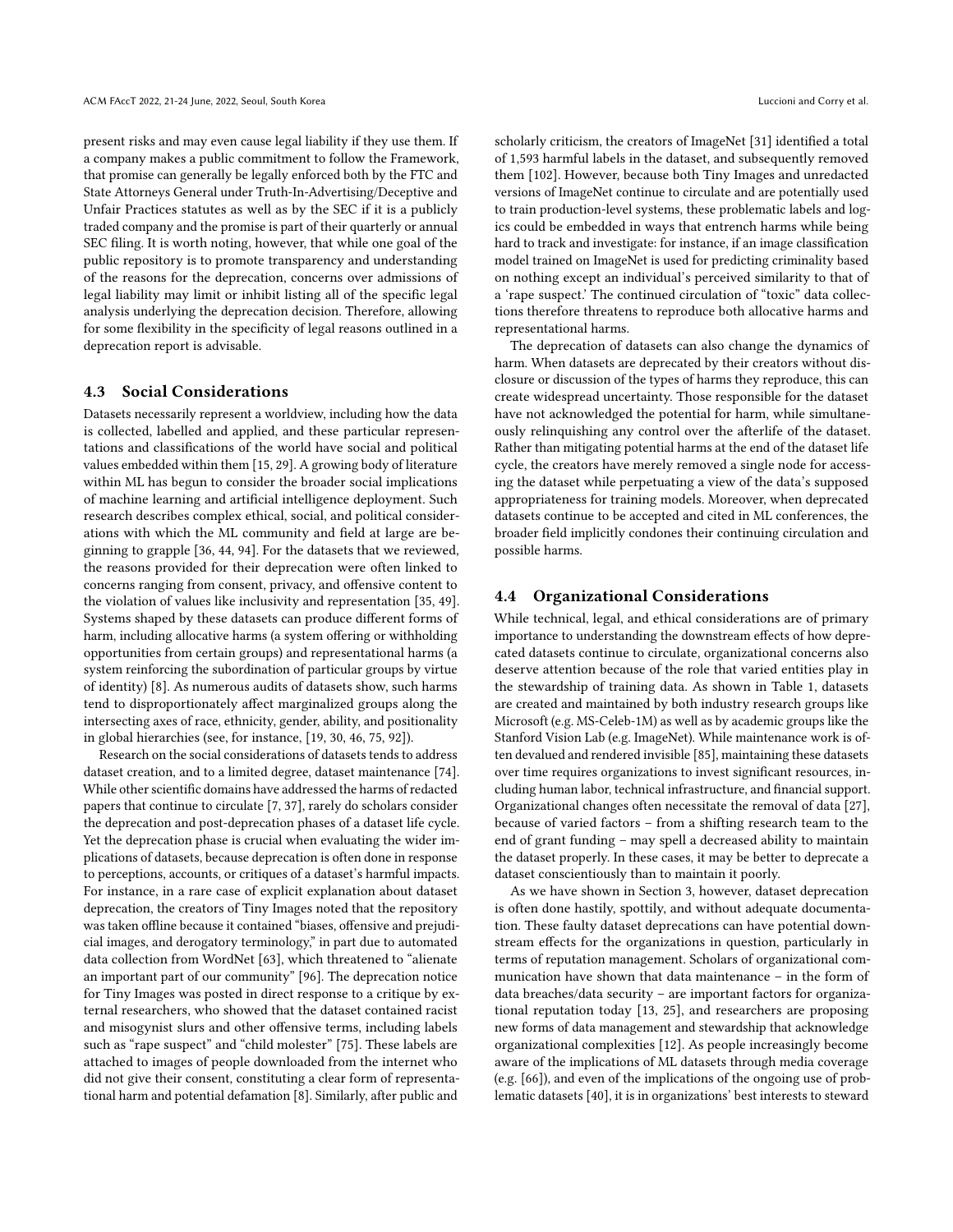present risks and may even cause legal liability if they use them. If a company makes a public commitment to follow the Framework, that promise can generally be legally enforced both by the FTC and State Attorneys General under Truth-In-Advertising/Deceptive and Unfair Practices statutes as well as by the SEC if it is a publicly traded company and the promise is part of their quarterly or annual SEC filing. It is worth noting, however, that while one goal of the public repository is to promote transparency and understanding of the reasons for the deprecation, concerns over admissions of legal liability may limit or inhibit listing all of the specific legal analysis underlying the deprecation decision. Therefore, allowing for some flexibility in the specificity of legal reasons outlined in a deprecation report is advisable.

### 4.3 Social Considerations

Datasets necessarily represent a worldview, including how the data is collected, labelled and applied, and these particular representations and classifications of the world have social and political values embedded within them [15, 29]. A growing body of literature within ML has begun to consider the broader social implications of machine learning and artificial intelligence deployment. Such research describes complex ethical, social, and political considerations with which the ML community and field at large are beginning to grapple [36, 44, 94]. For the datasets that we reviewed, the reasons provided for their deprecation were often linked to concerns ranging from consent, privacy, and offensive content to the violation of values like inclusivity and representation [35, 49]. Systems shaped by these datasets can produce different forms of harm, including allocative harms (a system offering or withholding opportunities from certain groups) and representational harms (a system reinforcing the subordination of particular groups by virtue of identity) [8]. As numerous audits of datasets show, such harms tend to disproportionately affect marginalized groups along the intersecting axes of race, ethnicity, gender, ability, and positionality in global hierarchies (see, for instance, [19, 30, 46, 75, 92]).

Research on the social considerations of datasets tends to address dataset creation, and to a limited degree, dataset maintenance [74]. While other scientific domains have addressed the harms of redacted papers that continue to circulate [7, 37], rarely do scholars consider the deprecation and post-deprecation phases of a dataset life cycle. Yet the deprecation phase is crucial when evaluating the wider implications of datasets, because deprecation is often done in response to perceptions, accounts, or critiques of a dataset's harmful impacts. For instance, in a rare case of explicit explanation about dataset deprecation, the creators of Tiny Images noted that the repository was taken offline because it contained "biases, offensive and prejudicial images, and derogatory terminology," in part due to automated data collection from WordNet [63], which threatened to "alienate an important part of our community" [96]. The deprecation notice for Tiny Images was posted in direct response to a critique by external researchers, who showed that the dataset contained racist and misogynist slurs and other offensive terms, including labels such as "rape suspect" and "child molester" [75]. These labels are attached to images of people downloaded from the internet who did not give their consent, constituting a clear form of representational harm and potential defamation [8]. Similarly, after public and scholarly criticism, the creators of ImageNet [31] identified a total of 1,593 harmful labels in the dataset, and subsequently removed them [102]. However, because both Tiny Images and unredacted versions of ImageNet continue to circulate and are potentially used to train production-level systems, these problematic labels and logics could be embedded in ways that entrench harms while being hard to track and investigate: for instance, if an image classification model trained on ImageNet is used for predicting criminality based on nothing except an individual's perceived similarity to that of a 'rape suspect.' The continued circulation of "toxic" data collections therefore threatens to reproduce both allocative harms and representational harms.

The deprecation of datasets can also change the dynamics of harm. When datasets are deprecated by their creators without disclosure or discussion of the types of harms they reproduce, this can create widespread uncertainty. Those responsible for the dataset have not acknowledged the potential for harm, while simultaneously relinquishing any control over the afterlife of the dataset. Rather than mitigating potential harms at the end of the dataset life cycle, the creators have merely removed a single node for accessing the dataset while perpetuating a view of the data's supposed appropriateness for training models. Moreover, when deprecated datasets continue to be accepted and cited in ML conferences, the broader field implicitly condones their continuing circulation and possible harms.

### 4.4 Organizational Considerations

While technical, legal, and ethical considerations are of primary importance to understanding the downstream effects of how deprecated datasets continue to circulate, organizational concerns also deserve attention because of the role that varied entities play in the stewardship of training data. As shown in Table 1, datasets are created and maintained by both industry research groups like Microsoft (e.g. MS-Celeb-1M) as well as by academic groups like the Stanford Vision Lab (e.g. ImageNet). While maintenance work is often devalued and rendered invisible [85], maintaining these datasets over time requires organizations to invest significant resources, including human labor, technical infrastructure, and financial support. Organizational changes often necessitate the removal of data [27], because of varied factors – from a shifting research team to the end of grant funding – may spell a decreased ability to maintain the dataset properly. In these cases, it may be better to deprecate a dataset conscientiously than to maintain it poorly.

As we have shown in Section 3, however, dataset deprecation is often done hastily, spottily, and without adequate documentation. These faulty dataset deprecations can have potential downstream effects for the organizations in question, particularly in terms of reputation management. Scholars of organizational communication have shown that data maintenance – in the form of data breaches/data security – are important factors for organizational reputation today [13, 25], and researchers are proposing new forms of data management and stewardship that acknowledge organizational complexities [12]. As people increasingly become aware of the implications of ML datasets through media coverage (e.g. [66]), and even of the implications of the ongoing use of problematic datasets [40], it is in organizations' best interests to steward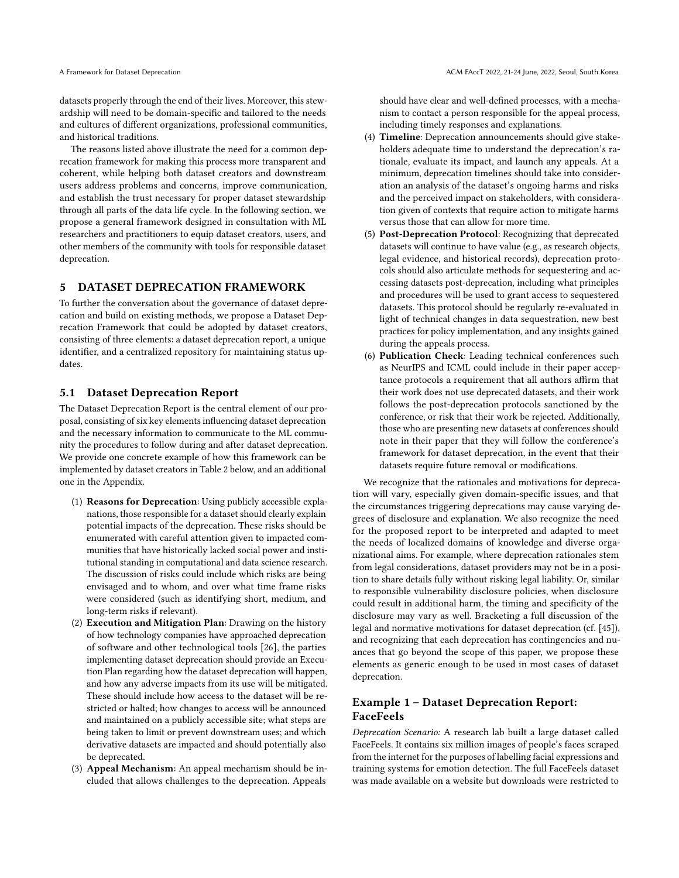datasets properly through the end of their lives. Moreover, this stewardship will need to be domain-specific and tailored to the needs and cultures of different organizations, professional communities, and historical traditions.

The reasons listed above illustrate the need for a common deprecation framework for making this process more transparent and coherent, while helping both dataset creators and downstream users address problems and concerns, improve communication, and establish the trust necessary for proper dataset stewardship through all parts of the data life cycle. In the following section, we propose a general framework designed in consultation with ML researchers and practitioners to equip dataset creators, users, and other members of the community with tools for responsible dataset deprecation.

## 5 DATASET DEPRECATION FRAMEWORK

To further the conversation about the governance of dataset deprecation and build on existing methods, we propose a Dataset Deprecation Framework that could be adopted by dataset creators, consisting of three elements: a dataset deprecation report, a unique identifier, and a centralized repository for maintaining status updates.

### 5.1 Dataset Deprecation Report

The Dataset Deprecation Report is the central element of our proposal, consisting of six key elements influencing dataset deprecation and the necessary information to communicate to the ML community the procedures to follow during and after dataset deprecation. We provide one concrete example of how this framework can be implemented by dataset creators in Table 2 below, and an additional one in the Appendix.

(1) **Reasons for Deprecation**: Using publicly accessible explanations, those responsible for a dataset should clearly explain potential impacts of the deprecation. These risks should be enumerated with careful attention given to impacted communities that have historically lacked social power and institutional standing in computational and data science research. The discussion of risks could include which risks are being envisaged and to whom, and over what time frame risks were considered (such as identifying short, medium, and long-term risks if relevant).

(2) **Execution and Mitigation Plan**: Drawing on the history of how technology companies have approached deprecation of software and other technological tools [26], the parties implementing dataset deprecation should provide an Execution Plan regarding how the dataset deprecation will happen, and how any adverse impacts from its use will be mitigated. These should include how access to the dataset will be restricted or halted; how changes to access will be announced and maintained on a publicly accessible site; what steps are being taken to limit or prevent downstream uses; and which derivative datasets are impacted and should potentially also be deprecated.

(3) **Appeal Mechanism**: An appeal mechanism should be included that allows challenges to the deprecation. Appeals should have clear and well-defined processes, with a mechanism to contact a person responsible for the appeal process, including timely responses and explanations.

(4) **Timeline**: Deprecation announcements should give stakeholders adequate time to understand the deprecation's rationale, evaluate its impact, and launch any appeals. At a minimum, deprecation timelines should take into consideration an analysis of the dataset's ongoing harms and risks and the perceived impact on stakeholders, with consideration given of contexts that require action to mitigate harms versus those that can allow for more time.

(5) **Post-Deprecation Protocol**: Recognizing that deprecated datasets will continue to have value (e.g., as research objects, legal evidence, and historical records), deprecation protocols should also articulate methods for sequestering and accessing datasets post-deprecation, including what principles and procedures will be used to grant access to sequestered datasets. This protocol should be regularly re-evaluated in light of technical changes in data sequestration, new best practices for policy implementation, and any insights gained during the appeals process.

(6) **Publication Check**: Leading technical conferences such as NeurIPS and ICML could include in their paper acceptance protocols a requirement that all authors affirm that their work does not use deprecated datasets, and their work follows the post-deprecation protocols sanctioned by the conference, or risk that their work be rejected. Additionally, those who are presenting new datasets at conferences should note in their paper that they will follow the conference's framework for dataset deprecation, in the event that their datasets require future removal or modifications.

We recognize that the rationales and motivations for deprecation will vary, especially given domain-specific issues, and that the circumstances triggering deprecations may cause varying degrees of disclosure and explanation. We also recognize the need for the proposed report to be interpreted and adapted to meet the needs of localized domains of knowledge and diverse organizational aims. For example, where deprecation rationales stem from legal considerations, dataset providers may not be in a position to share details fully without risking legal liability. Or, similar to responsible vulnerability disclosure policies, when disclosure could result in additional harm, the timing and specificity of the disclosure may vary as well. Bracketing a full discussion of the legal and normative motivations for dataset deprecation (cf. [45]), and recognizing that each deprecation has contingencies and nuances that go beyond the scope of this paper, we propose these elements as generic enough to be used in most cases of dataset deprecation.

### Example 1 – Dataset Deprecation Report: FaceFeels

*Deprecation Scenario:* A research lab built a large dataset called FaceFeels. It contains six million images of people's faces scraped from the internet for the purposes of labelling facial expressions and training systems for emotion detection. The full FaceFeels dataset was made available on a website but downloads were restricted to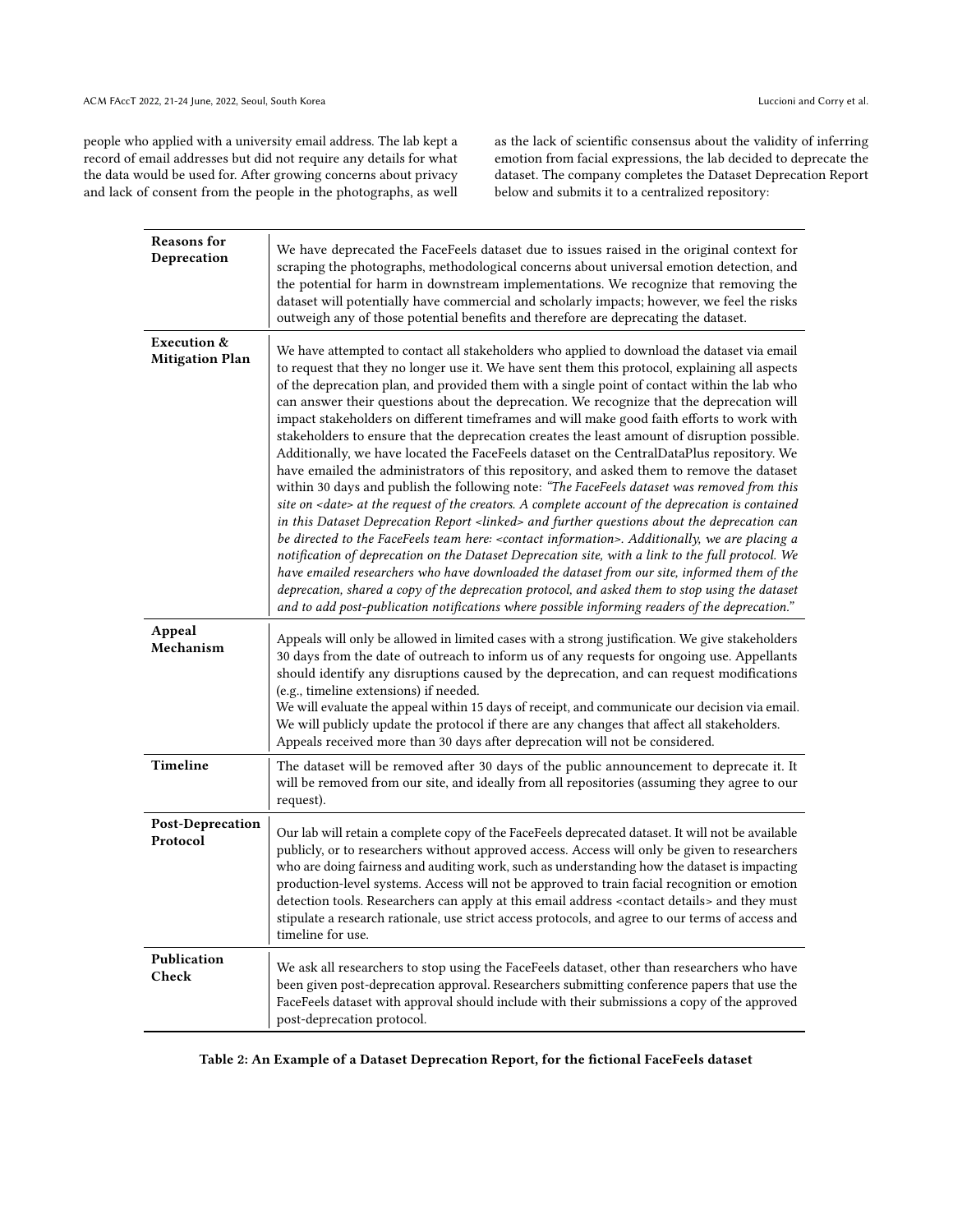people who applied with a university email address. The lab kept a record of email addresses but did not require any details for what the data would be used for. After growing concerns about privacy and lack of consent from the people in the photographs, as well as the lack of scientific consensus about the validity of inferring emotion from facial expressions, the lab decided to deprecate the dataset. The company completes the Dataset Deprecation Report below and submits it to a centralized repository:

| | |
|---|---|
| **Reasons for Deprecation** | We have deprecated the FaceFeels dataset due to issues raised in the original context for scraping the photographs, methodological concerns about universal emotion detection, and the potential for harm in downstream implementations. We recognize that removing the dataset will potentially have commercial and scholarly impacts; however, we feel the risks outweigh any of those potential benefits and therefore are deprecating the dataset. |
| **Execution & Mitigation Plan** | We have attempted to contact all stakeholders who applied to download the dataset via email to request that they no longer use it. We have sent them this protocol, explaining all aspects of the deprecation plan, and provided them with a single point of contact within the lab who can answer their questions about the deprecation. We recognize that the deprecation will impact stakeholders on different timeframes and will make good faith efforts to work with stakeholders to ensure that the deprecation creates the least amount of disruption possible. Additionally, we have located the FaceFeels dataset on the CentralDataPlus repository. We have emailed the administrators of this repository, and asked them to remove the dataset within 30 days and publish the following note: *"The FaceFeels dataset was removed from this site on <date> at the request of the creators. A complete account of the deprecation is contained in this Dataset Deprecation Report <linked> and further questions about the deprecation can be directed to the FaceFeels team here: <contact information>. Additionally, we are placing a notification of deprecation on the Dataset Deprecation site, with a link to the full protocol. We have emailed researchers who have downloaded the dataset from our site, informed them of the deprecation, shared a copy of the deprecation protocol, and asked them to stop using the dataset and to add post-publication notifications where possible informing readers of the deprecation."* |
| **Appeal Mechanism** | Appeals will only be allowed in limited cases with a strong justification. We give stakeholders 30 days from the date of outreach to inform us of any requests for ongoing use. Appellants should identify any disruptions caused by the deprecation, and can request modifications (e.g., timeline extensions) if needed. We will evaluate the appeal within 15 days of receipt, and communicate our decision via email. We will publicly update the protocol if there are any changes that affect all stakeholders. Appeals received more than 30 days after deprecation will not be considered. |
| **Timeline** | The dataset will be removed after 30 days of the public announcement to deprecate it. It will be removed from our site, and ideally from all repositories (assuming they agree to our request). |
| **Post-Deprecation Protocol** | Our lab will retain a complete copy of the FaceFeels deprecated dataset. It will not be available publicly, or to researchers without approved access. Access will only be given to researchers who are doing fairness and auditing work, such as understanding how the dataset is impacting production-level systems. Access will not be approved to train facial recognition or emotion detection tools. Researchers can apply at this email address <contact details> and they must stipulate a research rationale, use strict access protocols, and agree to our terms of access and timeline for use. |
| **Publication Check** | We ask all researchers to stop using the FaceFeels dataset, other than researchers who have been given post-deprecation approval. Researchers submitting conference papers that use the FaceFeels dataset with approval should include with their submissions a copy of the approved post-deprecation protocol. |

**Table 2: An Example of a Dataset Deprecation Report, for the fictional FaceFeels dataset**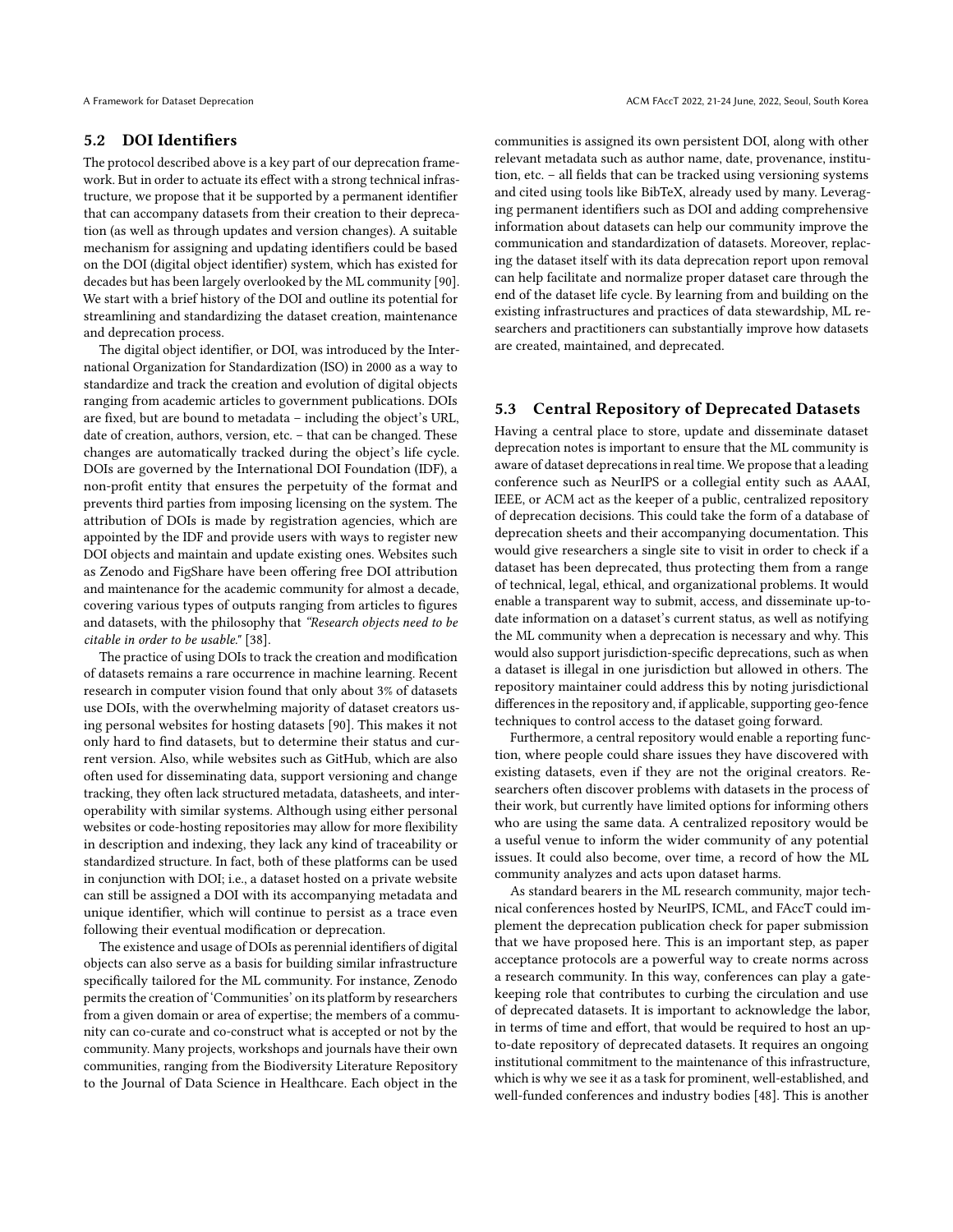## 5.2 DOI Identifiers

The protocol described above is a key part of our deprecation framework. But in order to actuate its effect with a strong technical infrastructure, we propose that it be supported by a permanent identifier that can accompany datasets from their creation to their deprecation (as well as through updates and version changes). A suitable mechanism for assigning and updating identifiers could be based on the DOI (digital object identifier) system, which has existed for decades but has been largely overlooked by the ML community [90]. We start with a brief history of the DOI and outline its potential for streamlining and standardizing the dataset creation, maintenance and deprecation process.

The digital object identifier, or DOI, was introduced by the International Organization for Standardization (ISO) in 2000 as a way to standardize and track the creation and evolution of digital objects ranging from academic articles to government publications. DOIs are fixed, but are bound to metadata – including the object's URL, date of creation, authors, version, etc. – that can be changed. These changes are automatically tracked during the object's life cycle. DOIs are governed by the International DOI Foundation (IDF), a non-profit entity that ensures the perpetuity of the format and prevents third parties from imposing licensing on the system. The attribution of DOIs is made by registration agencies, which are appointed by the IDF and provide users with ways to register new DOI objects and maintain and update existing ones. Websites such as Zenodo and FigShare have been offering free DOI attribution and maintenance for the academic community for almost a decade, covering various types of outputs ranging from articles to figures and datasets, with the philosophy that *"Research objects need to be citable in order to be usable."* [38].

The practice of using DOIs to track the creation and modification of datasets remains a rare occurrence in machine learning. Recent research in computer vision found that only about 3% of datasets use DOIs, with the overwhelming majority of dataset creators using personal websites for hosting datasets [90]. This makes it not only hard to find datasets, but to determine their status and current version. Also, while websites such as GitHub, which are also often used for disseminating data, support versioning and change tracking, they often lack structured metadata, datasheets, and interoperability with similar systems. Although using either personal websites or code-hosting repositories may allow for more flexibility in description and indexing, they lack any kind of traceability or standardized structure. In fact, both of these platforms can be used in conjunction with DOI; i.e., a dataset hosted on a private website can still be assigned a DOI with its accompanying metadata and unique identifier, which will continue to persist as a trace even following their eventual modification or deprecation.

The existence and usage of DOIs as perennial identifiers of digital objects can also serve as a basis for building similar infrastructure specifically tailored for the ML community. For instance, Zenodo permits the creation of 'Communities' on its platform by researchers from a given domain or area of expertise; the members of a community can co-curate and co-construct what is accepted or not by the community. Many projects, workshops and journals have their own communities, ranging from the Biodiversity Literature Repository to the Journal of Data Science in Healthcare. Each object in the communities is assigned its own persistent DOI, along with other relevant metadata such as author name, date, provenance, institution, etc. – all fields that can be tracked using versioning systems and cited using tools like BibTeX, already used by many. Leveraging permanent identifiers such as DOI and adding comprehensive information about datasets can help our community improve the communication and standardization of datasets. Moreover, replacing the dataset itself with its data deprecation report upon removal can help facilitate and normalize proper dataset care through the end of the dataset life cycle. By learning from and building on the existing infrastructures and practices of data stewardship, ML researchers and practitioners can substantially improve how datasets are created, maintained, and deprecated.

## 5.3 Central Repository of Deprecated Datasets

Having a central place to store, update and disseminate dataset deprecation notes is important to ensure that the ML community is aware of dataset deprecations in real time. We propose that a leading conference such as NeurIPS or a collegial entity such as AAAI, IEEE, or ACM act as the keeper of a public, centralized repository of deprecation decisions. This could take the form of a database of deprecation sheets and their accompanying documentation. This would give researchers a single site to visit in order to check if a dataset has been deprecated, thus protecting them from a range of technical, legal, ethical, and organizational problems. It would enable a transparent way to submit, access, and disseminate up-to-date information on a dataset's current status, as well as notifying the ML community when a deprecation is necessary and why. This would also support jurisdiction-specific deprecations, such as when a dataset is illegal in one jurisdiction but allowed in others. The repository maintainer could address this by noting jurisdictional differences in the repository and, if applicable, supporting geo-fence techniques to control access to the dataset going forward.

Furthermore, a central repository would enable a reporting function, where people could share issues they have discovered with existing datasets, even if they are not the original creators. Researchers often discover problems with datasets in the process of their work, but currently have limited options for informing others who are using the same data. A centralized repository would be a useful venue to inform the wider community of any potential issues. It could also become, over time, a record of how the ML community analyzes and acts upon dataset harms.

As standard bearers in the ML research community, major technical conferences hosted by NeurIPS, ICML, and FAccT could implement the deprecation publication check for paper submission that we have proposed here. This is an important step, as paper acceptance protocols are a powerful way to create norms across a research community. In this way, conferences can play a gatekeeping role that contributes to curbing the circulation and use of deprecated datasets. It is important to acknowledge the labor, in terms of time and effort, that would be required to host an up-to-date repository of deprecated datasets. It requires an ongoing institutional commitment to the maintenance of this infrastructure, which is why we see it as a task for prominent, well-established, and well-funded conferences and industry bodies [48]. This is another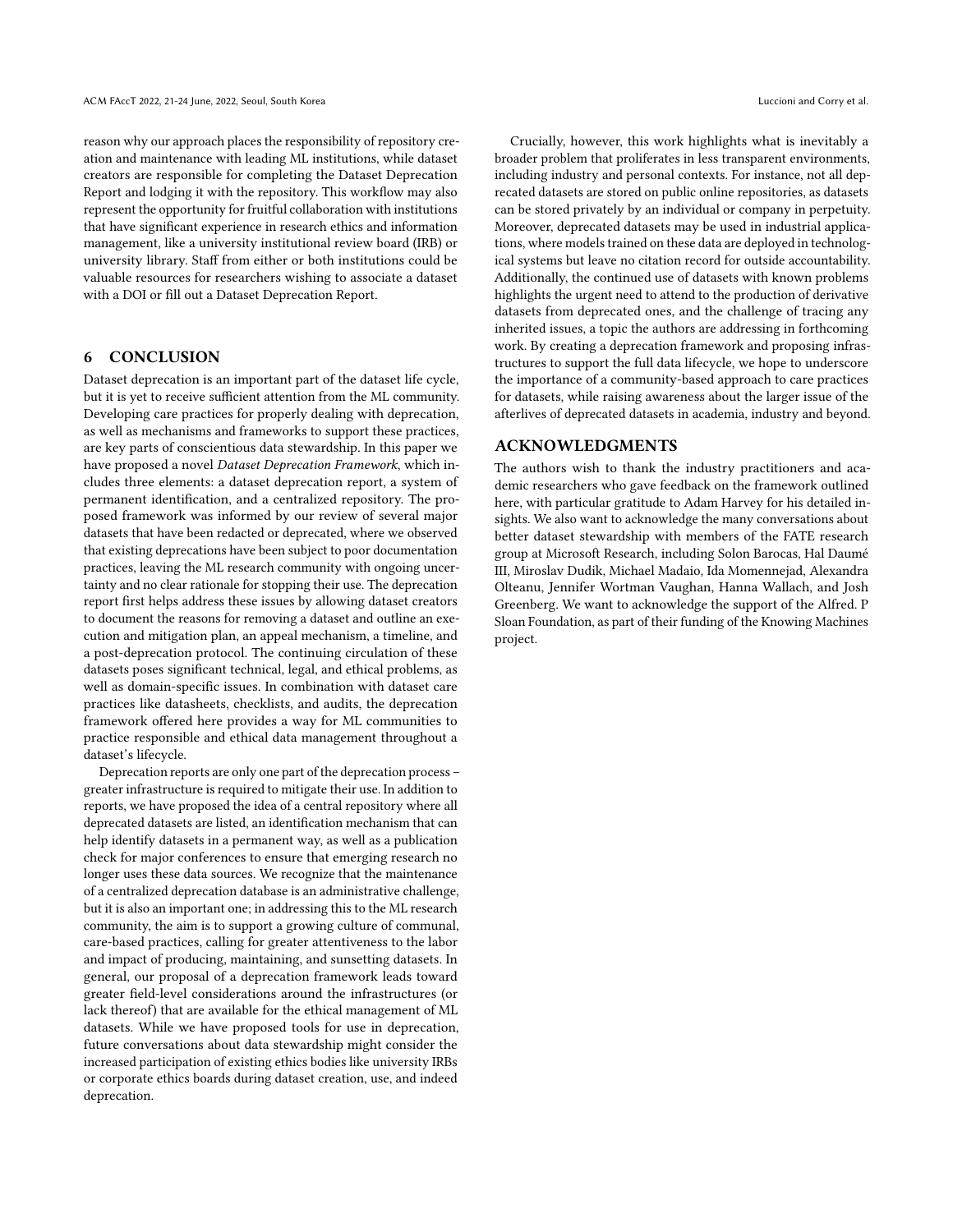reason why our approach places the responsibility of repository creation and maintenance with leading ML institutions, while dataset creators are responsible for completing the Dataset Deprecation Report and lodging it with the repository. This workflow may also represent the opportunity for fruitful collaboration with institutions that have significant experience in research ethics and information management, like a university institutional review board (IRB) or university library. Staff from either or both institutions could be valuable resources for researchers wishing to associate a dataset with a DOI or fill out a Dataset Deprecation Report.

## 6 CONCLUSION

Dataset deprecation is an important part of the dataset life cycle, but it is yet to receive sufficient attention from the ML community. Developing care practices for properly dealing with deprecation, as well as mechanisms and frameworks to support these practices, are key parts of conscientious data stewardship. In this paper we have proposed a novel *Dataset Deprecation Framework*, which includes three elements: a dataset deprecation report, a system of permanent identification, and a centralized repository. The proposed framework was informed by our review of several major datasets that have been redacted or deprecated, where we observed that existing deprecations have been subject to poor documentation practices, leaving the ML research community with ongoing uncertainty and no clear rationale for stopping their use. The deprecation report first helps address these issues by allowing dataset creators to document the reasons for removing a dataset and outline an execution and mitigation plan, an appeal mechanism, a timeline, and a post-deprecation protocol. The continuing circulation of these datasets poses significant technical, legal, and ethical problems, as well as domain-specific issues. In combination with dataset care practices like datasheets, checklists, and audits, the deprecation framework offered here provides a way for ML communities to practice responsible and ethical data management throughout a dataset's lifecycle.

Deprecation reports are only one part of the deprecation process – greater infrastructure is required to mitigate their use. In addition to reports, we have proposed the idea of a central repository where all deprecated datasets are listed, an identification mechanism that can help identify datasets in a permanent way, as well as a publication check for major conferences to ensure that emerging research no longer uses these data sources. We recognize that the maintenance of a centralized deprecation database is an administrative challenge, but it is also an important one; in addressing this to the ML research community, the aim is to support a growing culture of communal, care-based practices, calling for greater attentiveness to the labor and impact of producing, maintaining, and sunsetting datasets. In general, our proposal of a deprecation framework leads toward greater field-level considerations around the infrastructures (or lack thereof) that are available for the ethical management of ML datasets. While we have proposed tools for use in deprecation, future conversations about data stewardship might consider the increased participation of existing ethics bodies like university IRBs or corporate ethics boards during dataset creation, use, and indeed deprecation.

Crucially, however, this work highlights what is inevitably a broader problem that proliferates in less transparent environments, including industry and personal contexts. For instance, not all deprecated datasets are stored on public online repositories, as datasets can be stored privately by an individual or company in perpetuity. Moreover, deprecated datasets may be used in industrial applications, where models trained on these data are deployed in technological systems but leave no citation record for outside accountability. Additionally, the continued use of datasets with known problems highlights the urgent need to attend to the production of derivative datasets from deprecated ones, and the challenge of tracing any inherited issues, a topic the authors are addressing in forthcoming work. By creating a deprecation framework and proposing infrastructures to support the full data lifecycle, we hope to underscore the importance of a community-based approach to care practices for datasets, while raising awareness about the larger issue of the afterlives of deprecated datasets in academia, industry and beyond.

## ACKNOWLEDGMENTS

The authors wish to thank the industry practitioners and academic researchers who gave feedback on the framework outlined here, with particular gratitude to Adam Harvey for his detailed insights. We also want to acknowledge the many conversations about better dataset stewardship with members of the FATE research group at Microsoft Research, including Solon Barocas, Hal Daumé III, Miroslav Dudik, Michael Madaio, Ida Momennejad, Alexandra Olteanu, Jennifer Wortman Vaughan, Hanna Wallach, and Josh Greenberg. We want to acknowledge the support of the Alfred. P Sloan Foundation, as part of their funding of the Knowing Machines project.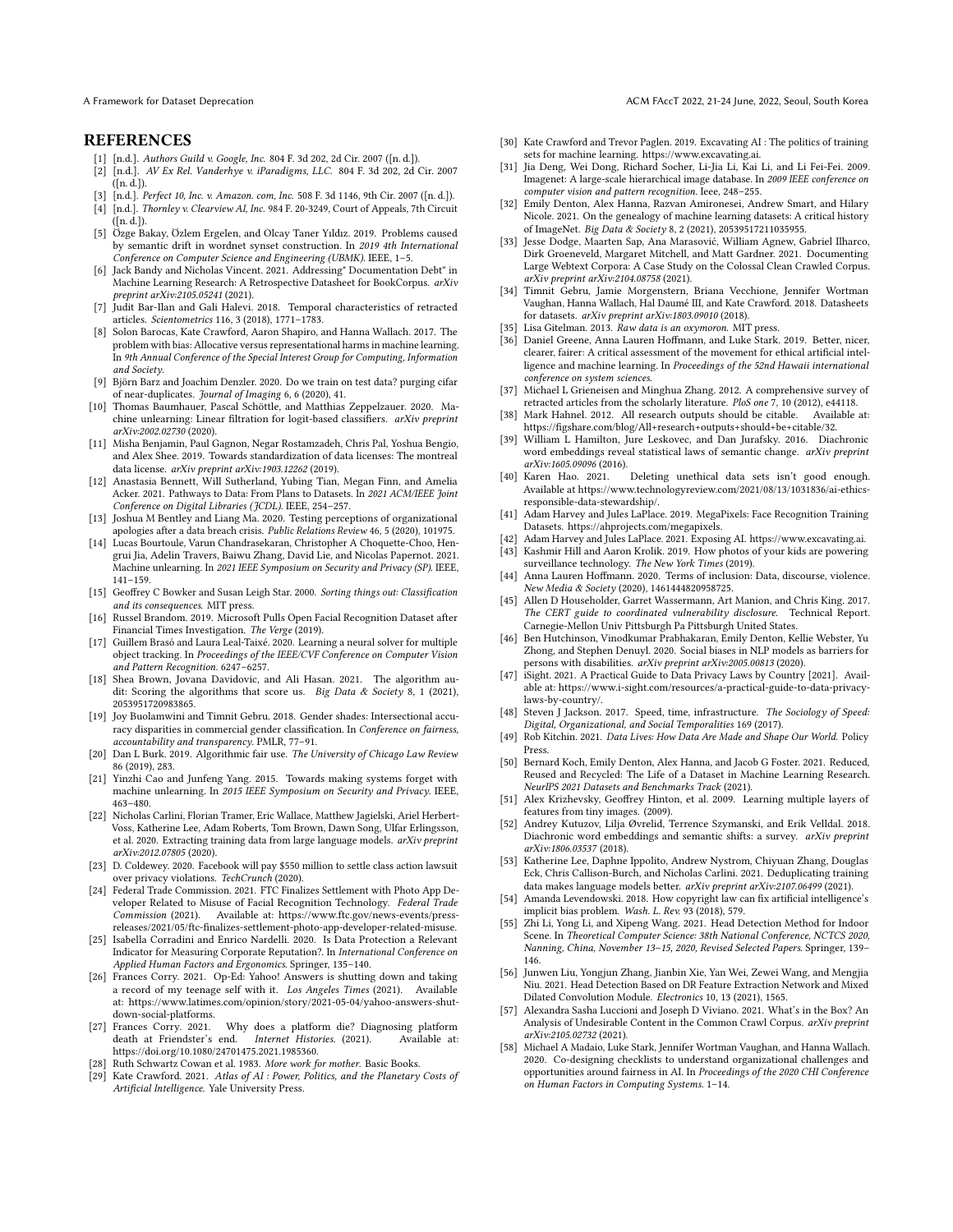# REFERENCES

[1] [n.d.]. *Authors Guild v. Google, Inc.* 804 F. 3d 202, 2d Cir. 2007 ([n. d.]).

[2] [n.d.]. *AV Ex Rel. Vanderhye v. iParadigms, LLC.* 804 F. 3d 202, 2d Cir. 2007 ([n. d.]).

[3] [n.d.]. *Perfect 10, Inc. v. Amazon. com, Inc.* 508 F. 3d 1146, 9th Cir. 2007 ([n. d.]).

[4] [n.d.]. *Thornley v. Clearview AI, Inc.* 984 F. 20-3249, Court of Appeals, 7th Circuit ([n. d.]).

[5] Özge Bakay, Özlem Ergelen, and Olcay Taner Yıldız. 2019. Problems caused by semantic drift in wordnet synset construction. In *2019 4th International Conference on Computer Science and Engineering (UBMK)*. IEEE, 1–5.

[6] Jack Bandy and Nicholas Vincent. 2021. Addressing" Documentation Debt" in Machine Learning Research: A Retrospective Datasheet for BookCorpus. *arXiv preprint arXiv:2105.05241* (2021).

[7] Judit Bar-Ilan and Gali Halevi. 2018. Temporal characteristics of retracted articles. *Scientometrics* 116, 3 (2018), 1771–1783.

[8] Solon Barocas, Kate Crawford, Aaron Shapiro, and Hanna Wallach. 2017. The problem with bias: Allocative versus representational harms in machine learning. In *9th Annual Conference of the Special Interest Group for Computing, Information and Society*.

[9] Björn Barz and Joachim Denzler. 2020. Do we train on test data? purging cifar of near-duplicates. *Journal of Imaging* 6, 6 (2020), 41.

[10] Thomas Baumhauer, Pascal Schöttle, and Matthias Zeppelzauer. 2020. Machine unlearning: Linear filtration for logit-based classifiers. *arXiv preprint arXiv:2002.02730* (2020).

[11] Misha Benjamin, Paul Gagnon, Negar Rostamzadeh, Chris Pal, Yoshua Bengio, and Alex Shee. 2019. Towards standardization of data licenses: The montreal data license. *arXiv preprint arXiv:1903.12262* (2019).

[12] Anastasia Bennett, Will Sutherland, Yubing Tian, Megan Finn, and Amelia Acker. 2021. Pathways to Data: From Plans to Datasets. In *2021 ACM/IEEE Joint Conference on Digital Libraries (JCDL)*. IEEE, 254–257.

[13] Joshua M Bentley and Liang Ma. 2020. Testing perceptions of organizational apologies after a data breach crisis. *Public Relations Review* 46, 5 (2020), 101975.

[14] Lucas Bourtoule, Varun Chandrasekaran, Christopher A Choquette-Choo, Hengrui Jia, Adelin Travers, Baiwu Zhang, David Lie, and Nicolas Papernot. 2021. Machine unlearning. In *2021 IEEE Symposium on Security and Privacy (SP)*. IEEE, 141–159.

[15] Geoffrey C Bowker and Susan Leigh Star. 2000. *Sorting things out: Classification and its consequences.* MIT press.

[16] Russel Brandom. 2019. Microsoft Pulls Open Facial Recognition Dataset after Financial Times Investigation. *The Verge* (2019).

[17] Guillem Brasó and Laura Leal-Taixé. 2020. Learning a neural solver for multiple object tracking. In *Proceedings of the IEEE/CVF Conference on Computer Vision and Pattern Recognition*. 6247–6257.

[18] Shea Brown, Jovana Davidovic, and Ali Hasan. 2021. The algorithm audit: Scoring the algorithms that score us. *Big Data & Society* 8, 1 (2021), 2053951720983865.

[19] Joy Buolamwini and Timnit Gebru. 2018. Gender shades: Intersectional accuracy disparities in commercial gender classification. In *Conference on fairness, accountability and transparency*. PMLR, 77–91.

[20] Dan L Burk. 2019. Algorithmic fair use. *The University of Chicago Law Review* 86 (2019), 283.

[21] Yinzhi Cao and Junfeng Yang. 2015. Towards making systems forget with machine unlearning. In *2015 IEEE Symposium on Security and Privacy*. IEEE, 463–480.

[22] Nicholas Carlini, Florian Tramer, Eric Wallace, Matthew Jagielski, Ariel Herbert-Voss, Katherine Lee, Adam Roberts, Tom Brown, Dawn Song, Ulfar Erlingsson, et al. 2020. Extracting training data from large language models. *arXiv preprint arXiv:2012.07805* (2020).

[23] D. Coldewey. 2020. Facebook will pay $550 million to settle class action lawsuit over privacy violations. *TechCrunch* (2020).

[24] Federal Trade Commission. 2021. FTC Finalizes Settlement with Photo App Developer Related to Misuse of Facial Recognition Technology. *Federal Trade Commission* (2021). Available at: https://www.ftc.gov/news-events/press-releases/2021/05/ftc-finalizes-settlement-photo-app-developer-related-misuse.

[25] Isabella Corradini and Enrico Nardelli. 2020. Is Data Protection a Relevant Indicator for Measuring Corporate Reputation?. In *International Conference on Applied Human Factors and Ergonomics*. Springer, 135–140.

[26] Frances Corry. 2021. Op-Ed: Yahoo! Answers is shutting down and taking a record of my teenage self with it. *Los Angeles Times* (2021). Available at: https://www.latimes.com/opinion/story/2021-05-04/yahoo-answers-shut-down-social-platforms.

[27] Frances Corry. 2021. Why does a platform die? Diagnosing platform death at Friendster's end. *Internet Histories.* (2021). Available at: https://doi.org/10.1080/24701475.2021.1985360.

[28] Ruth Schwartz Cowan et al. 1983. *More work for mother.* Basic Books.

[29] Kate Crawford. 2021. *Atlas of AI : Power, Politics, and the Planetary Costs of Artificial Intelligence.* Yale University Press.

[30] Kate Crawford and Trevor Paglen. 2019. Excavating AI : The politics of training sets for machine learning. https://www.excavating.ai.

[31] Jia Deng, Wei Dong, Richard Socher, Li-Jia Li, Kai Li, and Li Fei-Fei. 2009. Imagenet: A large-scale hierarchical image database. In *2009 IEEE conference on computer vision and pattern recognition*. Ieee, 248–255.

[32] Emily Denton, Alex Hanna, Razvan Amironesei, Andrew Smart, and Hilary Nicole. 2021. On the genealogy of machine learning datasets: A critical history of ImageNet. *Big Data & Society* 8, 2 (2021), 20539517211035955.

[33] Jesse Dodge, Maarten Sap, Ana Marasović, William Agnew, Gabriel Ilharco, Dirk Groeneveld, Margaret Mitchell, and Matt Gardner. 2021. Documenting Large Webtext Corpora: A Case Study on the Colossal Clean Crawled Corpus. *arXiv preprint arXiv:2104.08758* (2021).

[34] Timnit Gebru, Jamie Morgenstern, Briana Vecchione, Jennifer Wortman Vaughan, Hanna Wallach, Hal Daumé III, and Kate Crawford. 2018. Datasheets for datasets. *arXiv preprint arXiv:1803.09010* (2018).

[35] Lisa Gitelman. 2013. *Raw data is an oxymoron.* MIT press.

[36] Daniel Greene, Anna Lauren Hoffmann, and Luke Stark. 2019. Better, nicer, clearer, fairer: A critical assessment of the movement for ethical artificial intelligence and machine learning. In *Proceedings of the 52nd Hawaii international conference on system sciences*.

[37] Michael L Grieneisen and Minghua Zhang. 2012. A comprehensive survey of retracted articles from the scholarly literature. *PloS one* 7, 10 (2012), e44118.

[38] Mark Hahnel. 2012. All research outputs should be citable. Available at: https://figshare.com/blog/All+research+outputs+should+be+citable/32.

[39] William L Hamilton, Jure Leskovec, and Dan Jurafsky. 2016. Diachronic word embeddings reveal statistical laws of semantic change. *arXiv preprint arXiv:1605.09096* (2016).

[40] Karen Hao. 2021. Deleting unethical data sets isn't good enough. Available at https://www.technologyreview.com/2021/08/13/1031836/ai-ethics-responsible-data-stewardship/.

[41] Adam Harvey and Jules LaPlace. 2019. MegaPixels: Face Recognition Training Datasets. https://ahprojects.com/megapixels.

[42] Adam Harvey and Jules LaPlace. 2021. Exposing AI. https://www.excavating.ai.

[43] Kashmir Hill and Aaron Krolik. 2019. How photos of your kids are powering surveillance technology. *The New York Times* (2019).

[44] Anna Lauren Hoffmann. 2020. Terms of inclusion: Data, discourse, violence. *New Media & Society* (2020), 1461444820958725.

[45] Allen D Householder, Garret Wassermann, Art Manion, and Chris King. 2017. *The CERT guide to coordinated vulnerability disclosure.* Technical Report. Carnegie-Mellon Univ Pittsburgh Pa Pittsburgh United States.

[46] Ben Hutchinson, Vinodkumar Prabhakaran, Emily Denton, Kellie Webster, Yu Zhong, and Stephen Denuyl. 2020. Social biases in NLP models as barriers for persons with disabilities. *arXiv preprint arXiv:2005.00813* (2020).

[47] iSight. 2021. A Practical Guide to Data Privacy Laws by Country [2021]. Available at: https://www.i-sight.com/resources/a-practical-guide-to-data-privacy-laws-by-country/.

[48] Steven J Jackson. 2017. Speed, time, infrastructure. *The Sociology of Speed: Digital, Organizational, and Social Temporalities* 169 (2017).

[49] Rob Kitchin. 2021. *Data Lives: How Data Are Made and Shape Our World.* Policy Press.

[50] Bernard Koch, Emily Denton, Alex Hanna, and Jacob G Foster. 2021. Reduced, Reused and Recycled: The Life of a Dataset in Machine Learning Research. *NeurIPS 2021 Datasets and Benchmarks Track* (2021).

[51] Alex Krizhevsky, Geoffrey Hinton, et al. 2009. Learning multiple layers of features from tiny images. (2009).

[52] Andrey Kutuzov, Lilja Øvrelid, Terrence Szymanski, and Erik Velldal. 2018. Diachronic word embeddings and semantic shifts: a survey. *arXiv preprint arXiv:1806.03537* (2018).

[53] Katherine Lee, Daphne Ippolito, Andrew Nystrom, Chiyuan Zhang, Douglas Eck, Chris Callison-Burch, and Nicholas Carlini. 2021. Deduplicating training data makes language models better. *arXiv preprint arXiv:2107.06499* (2021).

[54] Amanda Levendowski. 2018. How copyright law can fix artificial intelligence's implicit bias problem. *Wash. L. Rev.* 93 (2018), 579.

[55] Zhi Li, Yong Li, and Xipeng Wang. 2021. Head Detection Method for Indoor Scene. In *Theoretical Computer Science: 38th National Conference, NCTCS 2020, Nanning, China, November 13–15, 2020, Revised Selected Papers.* Springer, 139–146.

[56] Junwen Liu, Yongjun Zhang, Jianbin Xie, Yan Wei, Zewei Wang, and Mengjia Niu. 2021. Head Detection Based on DR Feature Extraction Network and Mixed Dilated Convolution Module. *Electronics* 10, 13 (2021), 1565.

[57] Alexandra Sasha Luccioni and Joseph D Viviano. 2021. What's in the Box? An Analysis of Undesirable Content in the Common Crawl Corpus. *arXiv preprint arXiv:2105.02732* (2021).

[58] Michael A Madaio, Luke Stark, Jennifer Wortman Vaughan, and Hanna Wallach. 2020. Co-designing checklists to understand organizational challenges and opportunities around fairness in AI. In *Proceedings of the 2020 CHI Conference on Human Factors in Computing Systems*. 1–14.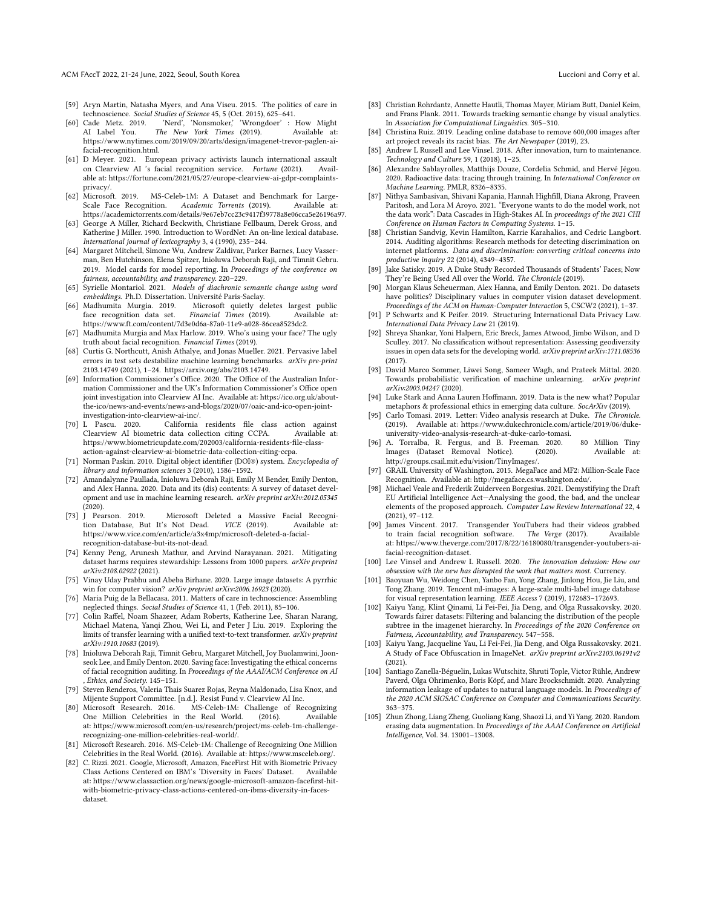[59] Aryn Martin, Natasha Myers, and Ana Viseu. 2015. The politics of care in technoscience. *Social Studies of Science* 45, 5 (Oct. 2015), 625–641.

[60] Cade Metz. 2019. 'Nerd', 'Nonsmoker,' 'Wrongdoer' : How Might AI Label You. *The New York Times* (2019). Available at: https://www.nytimes.com/2019/09/20/arts/design/imagenet-trevor-paglen-ai-facial-recognition.html.

[61] D Meyer. 2021. European privacy activists launch international assault on Clearview AI 's facial recognition service. *Fortune* (2021). Available at: https://fortune.com/2021/05/27/europe-clearview-ai-gdpr-complaints-privacy/.

[62] Microsoft. 2019. MS-Celeb-1M: A Dataset and Benchmark for Large-Scale Face Recognition. *Academic Torrents* (2019). Available at: https://academictorrents.com/details/9e67eb7cc23c9417f39778a8e06cca5e26196a97.

[63] George A Miller, Richard Beckwith, Christiane Fellbaum, Derek Gross, and Katherine J Miller. 1990. Introduction to WordNet: An on-line lexical database. *International journal of lexicography* 3, 4 (1990), 235–244.

[64] Margaret Mitchell, Simone Wu, Andrew Zaldivar, Parker Barnes, Lucy Vasserman, Ben Hutchinson, Elena Spitzer, Inioluwa Deborah Raji, and Timnit Gebru. 2019. Model cards for model reporting. In *Proceedings of the conference on fairness, accountability, and transparency*. 220–229.

[65] Syrielle Montariol. 2021. *Models of diachronic semantic change using word embeddings*. Ph.D. Dissertation. Université Paris-Saclay.

[66] Madhumita Murgia. 2019. Microsoft quietly deletes largest public face recognition data set. *Financial Times* (2019). Available at: https://www.ft.com/content/7d3e0d6a-87a0-11e9-a028-86cea8523dc2.

[67] Madhumita Murgia and Max Harlow. 2019. Who's using your face? The ugly truth about facial recognition. *Financial Times* (2019).

[68] Curtis G. Northcutt, Anish Athalye, and Jonas Mueller. 2021. Pervasive label errors in test sets destabilize machine learning benchmarks. *arXiv pre-print* 2103.14749 (2021), 1–24. https://arxiv.org/abs/2103.14749.

[69] Information Commissioner's Office. 2020. The Office of the Australian Information Commissioner and the UK's Information Commissioner's Office open joint investigation into Clearview AI Inc. Available at: https://ico.org.uk/about-the-ico/news-and-events/news-and-blogs/2020/07/oaic-and-ico-open-joint-investigation-into-clearview-ai-inc/.

[70] L Pascu. 2020. California residents file class action against Clearview AI biometric data collection citing CCPA. Available at: https://www.biometricupdate.com/202003/california-residents-file-class-action-against-clearview-ai-biometric-data-collection-citing-ccpa.

[71] Norman Paskin. 2010. Digital object identifier (DOI®) system. *Encyclopedia of library and information sciences* 3 (2010), 1586–1592.

[72] Amandalynne Paullada, Inioluwa Deborah Raji, Emily M Bender, Emily Denton, and Alex Hanna. 2020. Data and its (dis) contents: A survey of dataset development and use in machine learning research. *arXiv preprint arXiv:2012.05345* (2020).

[73] J Pearson. 2019. Microsoft Deleted a Massive Facial Recognition Database, But It's Not Dead. *VICE* (2019). Available at: https://www.vice.com/en/article/a3x4mp/microsoft-deleted-a-facial-recognition-database-but-its-not-dead.

[74] Kenny Peng, Arunesh Mathur, and Arvind Narayanan. 2021. Mitigating dataset harms requires stewardship: Lessons from 1000 papers. *arXiv preprint arXiv:2108.02922* (2021).

[75] Vinay Uday Prabhu and Abeba Birhane. 2020. Large image datasets: A pyrrhic win for computer vision? *arXiv preprint arXiv:2006.16923* (2020).

[76] Maria Puig de la Bellacasa. 2011. Matters of care in technoscience: Assembling neglected things. *Social Studies of Science* 41, 1 (Feb. 2011), 85–106.

[77] Colin Raffel, Noam Shazeer, Adam Roberts, Katherine Lee, Sharan Narang, Michael Matena, Yanqi Zhou, Wei Li, and Peter J Liu. 2019. Exploring the limits of transfer learning with a unified text-to-text transformer. *arXiv preprint arXiv:1910.10683* (2019).

[78] Inioluwa Deborah Raji, Timnit Gebru, Margaret Mitchell, Joy Buolamwini, Joonseok Lee, and Emily Denton. 2020. Saving face: Investigating the ethical concerns of facial recognition auditing. In *Proceedings of the AAAI/ACM Conference on AI , Ethics, and Society*. 145–151.

[79] Steven Renderos, Valeria Thais Suarez Rojas, Reyna Maldonado, Lisa Knox, and Mijente Support Committee. [n.d.]. Resist Fund v. Clearview AI Inc.

[80] Microsoft Research. 2016. MS-Celeb-1M: Challenge of Recognizing One Million Celebrities in the Real World. (2016). Available at: https://www.microsoft.com/en-us/research/project/ms-celeb-1m-challenge-recognizing-one-million-celebrities-real-world/.

[81] Microsoft Research. 2016. MS-Celeb-1M: Challenge of Recognizing One Million Celebrities in the Real World. (2016). Available at: https://www.msceleb.org/.

[82] C. Rizzi. 2021. Google, Microsoft, Amazon, FaceFirst Hit with Biometric Privacy Class Actions Centered on IBM's 'Diversity in Faces' Dataset. Available at: https://www.classaction.org/news/google-microsoft-amazon-facefirst-hit-with-biometric-privacy-class-actions-centered-on-ibms-diversity-in-faces-dataset.

[83] Christian Rohrdantz, Annette Hautli, Thomas Mayer, Miriam Butt, Daniel Keim, and Frans Plank. 2011. Towards tracking semantic change by visual analytics. In *Association for Computational Linguistics*. 305–310.

[84] Christina Ruiz. 2019. Leading online database to remove 600,000 images after art project reveals its racist bias. *The Art Newspaper* (2019), 23.

[85] Andrew L Russell and Lee Vinsel. 2018. After innovation, turn to maintenance. *Technology and Culture* 59, 1 (2018), 1–25.

[86] Alexandre Sablayrolles, Matthijs Douze, Cordelia Schmid, and Hervé Jégou. 2020. Radioactive data: tracing through training. In *International Conference on Machine Learning*. PMLR, 8326–8335.

[87] Nithya Sambasivan, Shivani Kapania, Hannah Highfill, Diana Akrong, Praveen Paritosh, and Lora M Aroyo. 2021. "Everyone wants to do the model work, not the data work": Data Cascades in High-Stakes AI. In *proceedings of the 2021 CHI Conference on Human Factors in Computing Systems*. 1–15.

[88] Christian Sandvig, Kevin Hamilton, Karrie Karahalios, and Cedric Langbort. 2014. Auditing algorithms: Research methods for detecting discrimination on internet platforms. *Data and discrimination: converting critical concerns into productive inquiry* 22 (2014), 4349–4357.

[89] Jake Satisky. 2019. A Duke Study Recorded Thousands of Students' Faces; Now They're Being Used All over the World. *The Chronicle* (2019).

[90] Morgan Klaus Scheuerman, Alex Hanna, and Emily Denton. 2021. Do datasets have politics? Disciplinary values in computer vision dataset development. *Proceedings of the ACM on Human-Computer Interaction* 5, CSCW2 (2021), 1–37.

[91] P Schwartz and K Peifer. 2019. Structuring International Data Privacy Law. *International Data Privacy Law* 21 (2019).

[92] Shreya Shankar, Yoni Halpern, Eric Breck, James Atwood, Jimbo Wilson, and D Sculley. 2017. No classification without representation: Assessing geodiversity issues in open data sets for the developing world. *arXiv preprint arXiv:1711.08536* (2017).

[93] David Marco Sommer, Liwei Song, Sameer Wagh, and Prateek Mittal. 2020. Towards probabilistic verification of machine unlearning. *arXiv preprint arXiv:2003.04247* (2020).

[94] Luke Stark and Anna Lauren Hoffmann. 2019. Data is the new what? Popular metaphors & professional ethics in emerging data culture. *SocArXiv* (2019).

[95] Carlo Tomasi. 2019. Letter: Video analysis research at Duke. *The Chronicle*. (2019). Available at: https://www.dukechronicle.com/article/2019/06/duke-university-video-analysis-research-at-duke-carlo-tomasi.

[96] A. Torralba, R. Fergus, and B. Freeman. 2020. 80 Million Tiny Images (Dataset Removal Notice). (2020). Available at: http://groups.csail.mit.edu/vision/TinyImages/.

[97] GRAIL University of Washington. 2015. MegaFace and MF2: Million-Scale Face Recognition. Available at: http://megaface.cs.washington.edu/.

[98] Michael Veale and Frederik Zuiderveen Borgesius. 2021. Demystifying the Draft EU Artificial Intelligence Act—Analysing the good, the bad, and the unclear elements of the proposed approach. *Computer Law Review International* 22, 4 (2021), 97–112.

[99] James Vincent. 2017. Transgender YouTubers had their videos grabbed to train facial recognition software. *The Verge* (2017). Available at: https://www.theverge.com/2017/8/22/16180080/transgender-youtubers-ai-facial-recognition-dataset.

[100] Lee Vinsel and Andrew L Russell. 2020. *The innovation delusion: How our obsession with the new has disrupted the work that matters most*. Currency.

[101] Baoyuan Wu, Weidong Chen, Yanbo Fan, Yong Zhang, Jinlong Hou, Jie Liu, and Tong Zhang. 2019. Tencent ml-images: A large-scale multi-label image database for visual representation learning. *IEEE Access* 7 (2019), 172683–172693.

[102] Kaiyu Yang, Klint Qinami, Li Fei-Fei, Jia Deng, and Olga Russakovsky. 2020. Towards fairer datasets: Filtering and balancing the distribution of the people subtree in the imagenet hierarchy. In *Proceedings of the 2020 Conference on Fairness, Accountability, and Transparency*. 547–558.

[103] Kaiyu Yang, Jacqueline Yau, Li Fei-Fei, Jia Deng, and Olga Russakovsky. 2021. A Study of Face Obfuscation in ImageNet. *arXiv preprint arXiv:2103.06191v2* (2021).

[104] Santiago Zanella-Béguelin, Lukas Wutschitz, Shruti Tople, Victor Rühle, Andrew Paverd, Olga Ohrimenko, Boris Köpf, and Marc Brockschmidt. 2020. Analyzing information leakage of updates to natural language models. In *Proceedings of the 2020 ACM SIGSAC Conference on Computer and Communications Security*. 363–375.

[105] Zhun Zhong, Liang Zheng, Guoliang Kang, Shaozi Li, and Yi Yang. 2020. Random erasing data augmentation. In *Proceedings of the AAAI Conference on Artificial Intelligence*, Vol. 34. 13001–13008.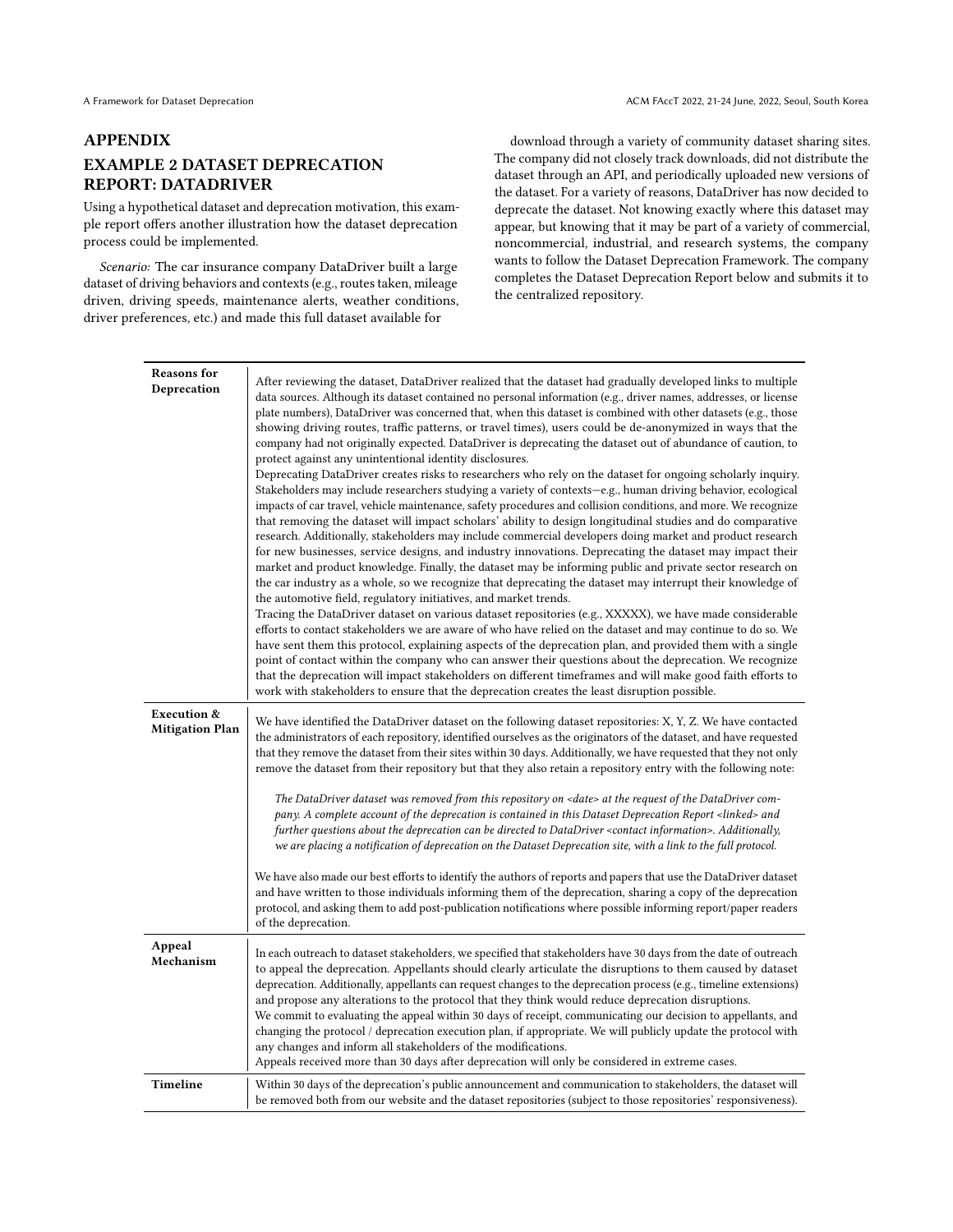# APPENDIX

## EXAMPLE 2 DATASET DEPRECATION REPORT: DATADRIVER

Using a hypothetical dataset and deprecation motivation, this example report offers another illustration how the dataset deprecation process could be implemented.

*Scenario:* The car insurance company DataDriver built a large dataset of driving behaviors and contexts (e.g., routes taken, mileage driven, driving speeds, maintenance alerts, weather conditions, driver preferences, etc.) and made this full dataset available for download through a variety of community dataset sharing sites. The company did not closely track downloads, did not distribute the dataset through an API, and periodically uploaded new versions of the dataset. For a variety of reasons, DataDriver has now decided to deprecate the dataset. Not knowing exactly where this dataset may appear, but knowing that it may be part of a variety of commercial, noncommercial, industrial, and research systems, the company wants to follow the Dataset Deprecation Framework. The company completes the Dataset Deprecation Report below and submits it to the centralized repository.

| | |
|---|---|
| **Reasons for Deprecation** | After reviewing the dataset, DataDriver realized that the dataset had gradually developed links to multiple data sources. Although its dataset contained no personal information (e.g., driver names, addresses, or license plate numbers), DataDriver was concerned that, when this dataset is combined with other datasets (e.g., those showing driving routes, traffic patterns, or travel times), users could be de-anonymized in ways that the company had not originally expected. DataDriver is deprecating the dataset out of abundance of caution, to protect against any unintentional identity disclosures.<br>Deprecating DataDriver creates risks to researchers who rely on the dataset for ongoing scholarly inquiry. Stakeholders may include researchers studying a variety of contexts—e.g., human driving behavior, ecological impacts of car travel, vehicle maintenance, safety procedures and collision conditions, and more. We recognize that removing the dataset will impact scholars' ability to design longitudinal studies and do comparative research. Additionally, stakeholders may include commercial developers doing market and product research for new businesses, service designs, and industry innovations. Deprecating the dataset may impact their market and product knowledge. Finally, the dataset may be informing public and private sector research on the car industry as a whole, so we recognize that deprecating the dataset may interrupt their knowledge of the automotive field, regulatory initiatives, and market trends.<br>Tracing the DataDriver dataset on various dataset repositories (e.g., XXXXX), we have made considerable efforts to contact stakeholders we are aware of who have relied on the dataset and may continue to do so. We have sent them this protocol, explaining aspects of the deprecation plan, and provided them with a single point of contact within the company who can answer their questions about the deprecation. We recognize that the deprecation will impact stakeholders on different timeframes and will make good faith efforts to work with stakeholders to ensure that the deprecation creates the least disruption possible. |
| **Execution & Mitigation Plan** | We have identified the DataDriver dataset on the following dataset repositories: X, Y, Z. We have contacted the administrators of each repository, identified ourselves as the originators of the dataset, and have requested that they remove the dataset from their sites within 30 days. Additionally, we have requested that they not only remove the dataset from their repository but that they also retain a repository entry with the following note:<br><br>*The DataDriver dataset was removed from this repository on <date> at the request of the DataDriver company. A complete account of the deprecation is contained in this Dataset Deprecation Report <linked> and further questions about the deprecation can be directed to DataDriver <contact information>. Additionally, we are placing a notification of deprecation on the Dataset Deprecation site, with a link to the full protocol.*<br><br>We have also made our best efforts to identify the authors of reports and papers that use the DataDriver dataset and have written to those individuals informing them of the deprecation, sharing a copy of the deprecation protocol, and asking them to add post-publication notifications where possible informing report/paper readers of the deprecation. |
| **Appeal Mechanism** | In each outreach to dataset stakeholders, we specified that stakeholders have 30 days from the date of outreach to appeal the deprecation. Appellants should clearly articulate the disruptions to them caused by dataset deprecation. Additionally, appellants can request changes to the deprecation process (e.g., timeline extensions) and propose any alterations to the protocol that they think would reduce deprecation disruptions.<br>We commit to evaluating the appeal within 30 days of receipt, communicating our decision to appellants, and changing the protocol / deprecation execution plan, if appropriate. We will publicly update the protocol with any changes and inform all stakeholders of the modifications.<br>Appeals received more than 30 days after deprecation will only be considered in extreme cases. |
| **Timeline** | Within 30 days of the deprecation's public announcement and communication to stakeholders, the dataset will be removed both from our website and the dataset repositories (subject to those repositories' responsiveness). |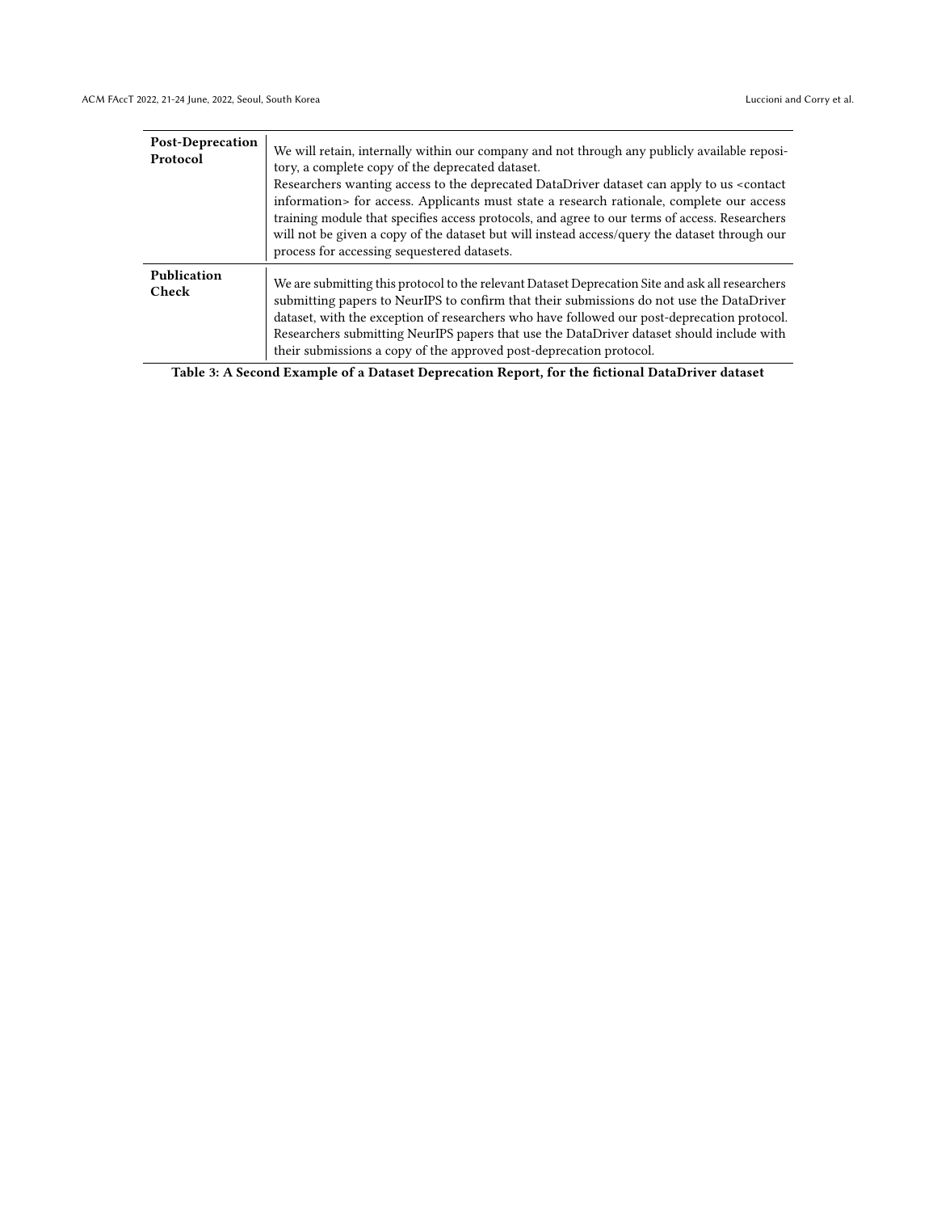| | |
|---|---|
| **Post-Deprecation Protocol** | We will retain, internally within our company and not through any publicly available repository, a complete copy of the deprecated dataset. Researchers wanting access to the deprecated DataDriver dataset can apply to us <contact information> for access. Applicants must state a research rationale, complete our access training module that specifies access protocols, and agree to our terms of access. Researchers will not be given a copy of the dataset but will instead access/query the dataset through our process for accessing sequestered datasets. |
| **Publication Check** | We are submitting this protocol to the relevant Dataset Deprecation Site and ask all researchers submitting papers to NeurIPS to confirm that their submissions do not use the DataDriver dataset, with the exception of researchers who have followed our post-deprecation protocol. Researchers submitting NeurIPS papers that use the DataDriver dataset should include with their submissions a copy of the approved post-deprecation protocol. |

**Table 3: A Second Example of a Dataset Deprecation Report, for the fictional DataDriver dataset**